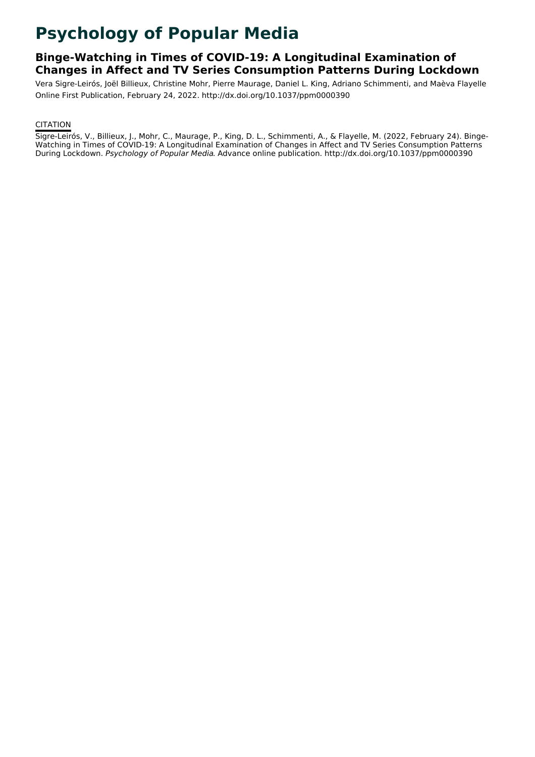# Psychology of Popular Media

## Binge-Watching in Times of COVID-19: A Longitudinal Examination of Changes in Affect and TV Series Consumption Patterns During Lockdown

Vera Sigre-Leirós, Joël Billieux, Christine Mohr, Pierre Maurage, Daniel L. King, Adriano Schimmenti, and Maèva Flayelle

Online First Publication, February 24, 2022. http://dx.doi.org/10.1037/ppm0000390

CITATION

Sigre-Leirós, V., Billieux, J., Mohr, C., Maurage, P., King, D. L., Schimmenti, A., & Flayelle, M. (2022, February 24). Binge-Watching in Times of COVID-19: A Longitudinal Examination of Changes in Affect and TV Series Consumption Patterns During Lockdown. *Psychology of Popular Media*. Advance online publication. http://dx.doi.org/10.1037/ppm0000390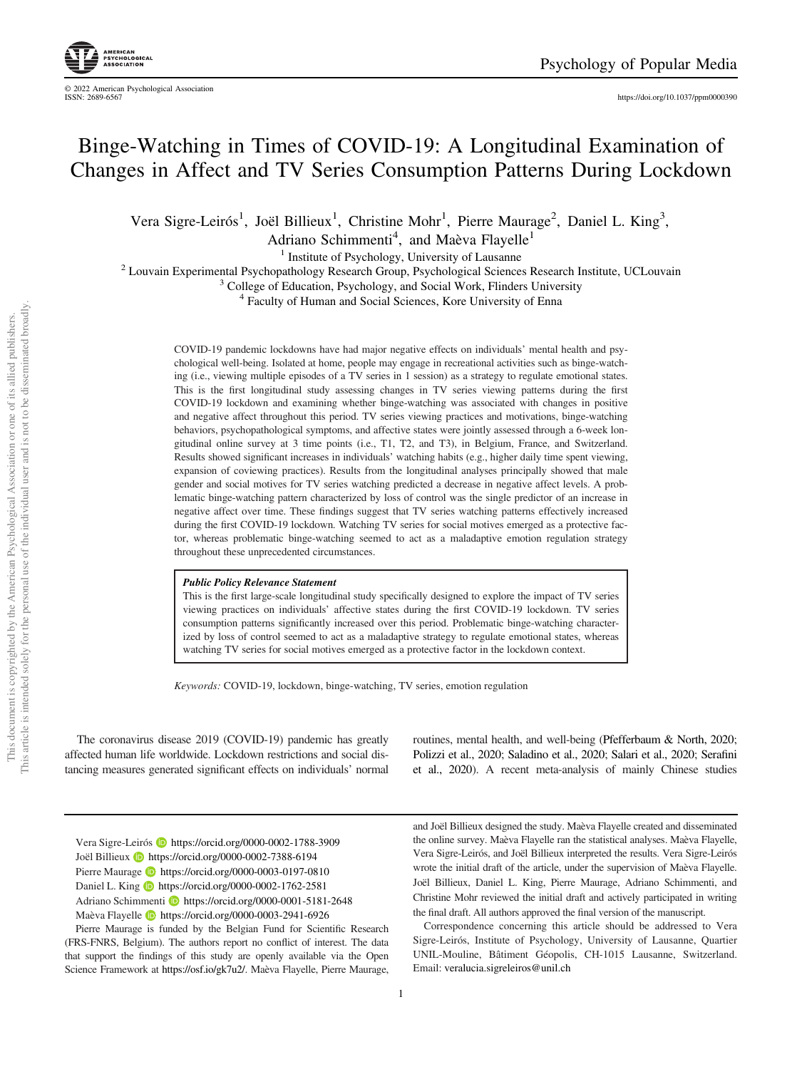# Binge-Watching in Times of COVID-19: A Longitudinal Examination of Changes in Affect and TV Series Consumption Patterns During Lockdown

Vera Sigre-Leirós[1], Joël Billieux[1], Christine Mohr[1], Pierre Maurage[2], Daniel L. King[3], Adriano Schimmenti[4], and Maèva Flayelle[1]

[1] Institute of Psychology, University of Lausanne
[2] Louvain Experimental Psychopathology Research Group, Psychological Sciences Research Institute, UCLouvain
[3] College of Education, Psychology, and Social Work, Flinders University
[4] Faculty of Human and Social Sciences, Kore University of Enna

COVID-19 pandemic lockdowns have had major negative effects on individuals' mental health and psychological well-being. Isolated at home, people may engage in recreational activities such as binge-watching (i.e., viewing multiple episodes of a TV series in 1 session) as a strategy to regulate emotional states. This is the first longitudinal study assessing changes in TV series viewing patterns during the first COVID-19 lockdown and examining whether binge-watching was associated with changes in positive and negative affect throughout this period. TV series viewing practices and motivations, binge-watching behaviors, psychopathological symptoms, and affective states were jointly assessed through a 6-week longitudinal online survey at 3 time points (i.e., T1, T2, and T3), in Belgium, France, and Switzerland. Results showed significant increases in individuals' watching habits (e.g., higher daily time spent viewing, expansion of coviewing practices). Results from the longitudinal analyses principally showed that male gender and social motives for TV series watching predicted a decrease in negative affect levels. A problematic binge-watching pattern characterized by loss of control was the single predictor of an increase in negative affect over time. These findings suggest that TV series watching patterns effectively increased during the first COVID-19 lockdown. Watching TV series for social motives emerged as a protective factor, whereas problematic binge-watching seemed to act as a maladaptive emotion regulation strategy throughout these unprecedented circumstances.

> ***Public Policy Relevance Statement***
> This is the first large-scale longitudinal study specifically designed to explore the impact of TV series viewing practices on individuals' affective states during the first COVID-19 lockdown. TV series consumption patterns significantly increased over this period. Problematic binge-watching characterized by loss of control seemed to act as a maladaptive strategy to regulate emotional states, whereas watching TV series for social motives emerged as a protective factor in the lockdown context.

*Keywords:* COVID-19, lockdown, binge-watching, TV series, emotion regulation

The coronavirus disease 2019 (COVID-19) pandemic has greatly affected human life worldwide. Lockdown restrictions and social distancing measures generated significant effects on individuals' normal routines, mental health, and well-being (Pfefferbaum & North, 2020; Polizzi et al., 2020; Saladino et al., 2020; Salari et al., 2020; Serafini et al., 2020). A recent meta-analysis of mainly Chinese studies

---

Vera Sigre-Leirós https://orcid.org/0000-0002-1788-3909
Joël Billieux https://orcid.org/0000-0002-7388-6194
Pierre Maurage https://orcid.org/0000-0003-0197-0810
Daniel L. King https://orcid.org/0000-0002-1762-2581
Adriano Schimmenti https://orcid.org/0000-0001-5181-2648
Maèva Flayelle https://orcid.org/0000-0003-2941-6926

Pierre Maurage is funded by the Belgian Fund for Scientific Research (FRS-FNRS, Belgium). The authors report no conflict of interest. The data that support the findings of this study are openly available via the Open Science Framework at https://osf.io/gk7u2/. Maèva Flayelle, Pierre Maurage, and Joël Billieux designed the study. Maèva Flayelle created and disseminated the online survey. Maèva Flayelle ran the statistical analyses. Maèva Flayelle, Vera Sigre-Leirós, and Joël Billieux interpreted the results. Vera Sigre-Leirós wrote the initial draft of the article, under the supervision of Maèva Flayelle. Joël Billieux, Daniel L. King, Pierre Maurage, Adriano Schimmenti, and Christine Mohr reviewed the initial draft and actively participated in writing the final draft. All authors approved the final version of the manuscript.

Correspondence concerning this article should be addressed to Vera Sigre-Leirós, Institute of Psychology, University of Lausanne, Quartier UNIL-Mouline, Bâtiment Géopolis, CH-1015 Lausanne, Switzerland. Email: veralucia.sigreleiros@unil.ch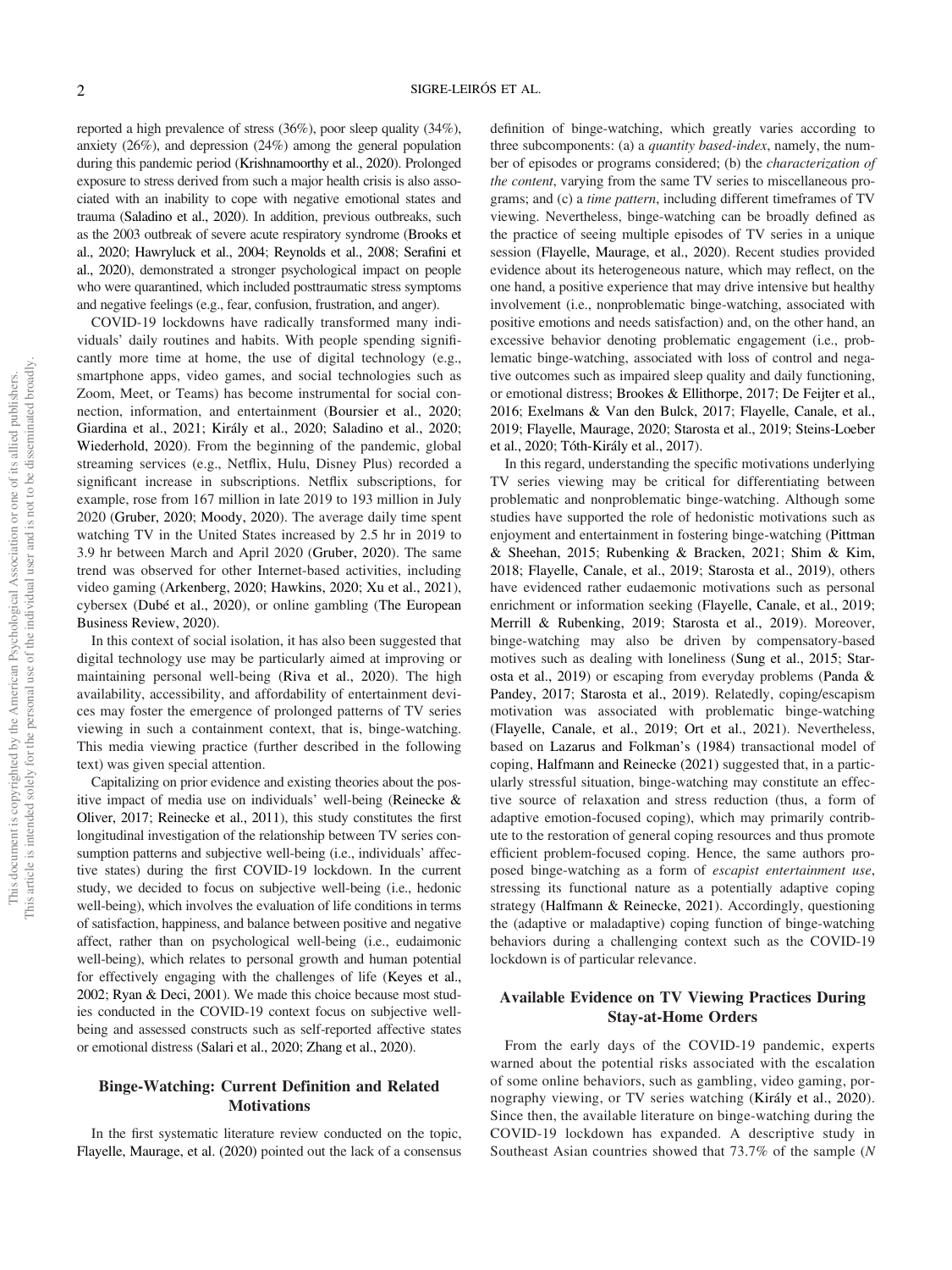reported a high prevalence of stress (36%), poor sleep quality (34%), anxiety (26%), and depression (24%) among the general population during this pandemic period (Krishnamoorthy et al., 2020). Prolonged exposure to stress derived from such a major health crisis is also associated with an inability to cope with negative emotional states and trauma (Saladino et al., 2020). In addition, previous outbreaks, such as the 2003 outbreak of severe acute respiratory syndrome (Brooks et al., 2020; Hawryluck et al., 2004; Reynolds et al., 2008; Serafini et al., 2020), demonstrated a stronger psychological impact on people who were quarantined, which included posttraumatic stress symptoms and negative feelings (e.g., fear, confusion, frustration, and anger).

COVID-19 lockdowns have radically transformed many individuals' daily routines and habits. With people spending significantly more time at home, the use of digital technology (e.g., smartphone apps, video games, and social technologies such as Zoom, Meet, or Teams) has become instrumental for social connection, information, and entertainment (Boursier et al., 2020; Giardina et al., 2021; Király et al., 2020; Saladino et al., 2020; Wiederhold, 2020). From the beginning of the pandemic, global streaming services (e.g., Netflix, Hulu, Disney Plus) recorded a significant increase in subscriptions. Netflix subscriptions, for example, rose from 167 million in late 2019 to 193 million in July 2020 (Gruber, 2020; Moody, 2020). The average daily time spent watching TV in the United States increased by 2.5 hr in 2019 to 3.9 hr between March and April 2020 (Gruber, 2020). The same trend was observed for other Internet-based activities, including video gaming (Arkenberg, 2020; Hawkins, 2020; Xu et al., 2021), cybersex (Dubé et al., 2020), or online gambling (The European Business Review, 2020).

In this context of social isolation, it has also been suggested that digital technology use may be particularly aimed at improving or maintaining personal well-being (Riva et al., 2020). The high availability, accessibility, and affordability of entertainment devices may foster the emergence of prolonged patterns of TV series viewing in such a containment context, that is, binge-watching. This media viewing practice (further described in the following text) was given special attention.

Capitalizing on prior evidence and existing theories about the positive impact of media use on individuals' well-being (Reinecke & Oliver, 2017; Reinecke et al., 2011), this study constitutes the first longitudinal investigation of the relationship between TV series consumption patterns and subjective well-being (i.e., individuals' affective states) during the first COVID-19 lockdown. In the current study, we decided to focus on subjective well-being (i.e., hedonic well-being), which involves the evaluation of life conditions in terms of satisfaction, happiness, and balance between positive and negative affect, rather than on psychological well-being (i.e., eudaimonic well-being), which relates to personal growth and human potential for effectively engaging with the challenges of life (Keyes et al., 2002; Ryan & Deci, 2001). We made this choice because most studies conducted in the COVID-19 context focus on subjective well-being and assessed constructs such as self-reported affective states or emotional distress (Salari et al., 2020; Zhang et al., 2020).

## Binge-Watching: Current Definition and Related Motivations

In the first systematic literature review conducted on the topic, Flayelle, Maurage, et al. (2020) pointed out the lack of a consensus definition of binge-watching, which greatly varies according to three subcomponents: (a) a *quantity based-index*, namely, the number of episodes or programs considered; (b) the *characterization of the content*, varying from the same TV series to miscellaneous programs; and (c) a *time pattern*, including different timeframes of TV viewing. Nevertheless, binge-watching can be broadly defined as the practice of seeing multiple episodes of TV series in a unique session (Flayelle, Maurage, et al., 2020). Recent studies provided evidence about its heterogeneous nature, which may reflect, on the one hand, a positive experience that may drive intensive but healthy involvement (i.e., nonproblematic binge-watching, associated with positive emotions and needs satisfaction) and, on the other hand, an excessive behavior denoting problematic engagement (i.e., problematic binge-watching, associated with loss of control and negative outcomes such as impaired sleep quality and daily functioning, or emotional distress; Brookes & Ellithorpe, 2017; De Feijter et al., 2016; Exelmans & Van den Bulck, 2017; Flayelle, Canale, et al., 2019; Flayelle, Maurage, 2020; Starosta et al., 2019; Steins-Loeber et al., 2020; Tóth-Király et al., 2017).

In this regard, understanding the specific motivations underlying TV series viewing may be critical for differentiating between problematic and nonproblematic binge-watching. Although some studies have supported the role of hedonistic motivations such as enjoyment and entertainment in fostering binge-watching (Pittman & Sheehan, 2015; Rubenking & Bracken, 2021; Shim & Kim, 2018; Flayelle, Canale, et al., 2019; Starosta et al., 2019), others have evidenced rather eudaemonic motivations such as personal enrichment or information seeking (Flayelle, Canale, et al., 2019; Merrill & Rubenking, 2019; Starosta et al., 2019). Moreover, binge-watching may also be driven by compensatory-based motives such as dealing with loneliness (Sung et al., 2015; Starosta et al., 2019) or escaping from everyday problems (Panda & Pandey, 2017; Starosta et al., 2019). Relatedly, coping/escapism motivation was associated with problematic binge-watching (Flayelle, Canale, et al., 2019; Ort et al., 2021). Nevertheless, based on Lazarus and Folkman's (1984) transactional model of coping, Halfmann and Reinecke (2021) suggested that, in a particularly stressful situation, binge-watching may constitute an effective source of relaxation and stress reduction (thus, a form of adaptive emotion-focused coping), which may primarily contribute to the restoration of general coping resources and thus promote efficient problem-focused coping. Hence, the same authors proposed binge-watching as a form of *escapist entertainment use*, stressing its functional nature as a potentially adaptive coping strategy (Halfmann & Reinecke, 2021). Accordingly, questioning the (adaptive or maladaptive) coping function of binge-watching behaviors during a challenging context such as the COVID-19 lockdown is of particular relevance.

## Available Evidence on TV Viewing Practices During Stay-at-Home Orders

From the early days of the COVID-19 pandemic, experts warned about the potential risks associated with the escalation of some online behaviors, such as gambling, video gaming, pornography viewing, or TV series watching (Király et al., 2020). Since then, the available literature on binge-watching during the COVID-19 lockdown has expanded. A descriptive study in Southeast Asian countries showed that 73.7% of the sample (*N*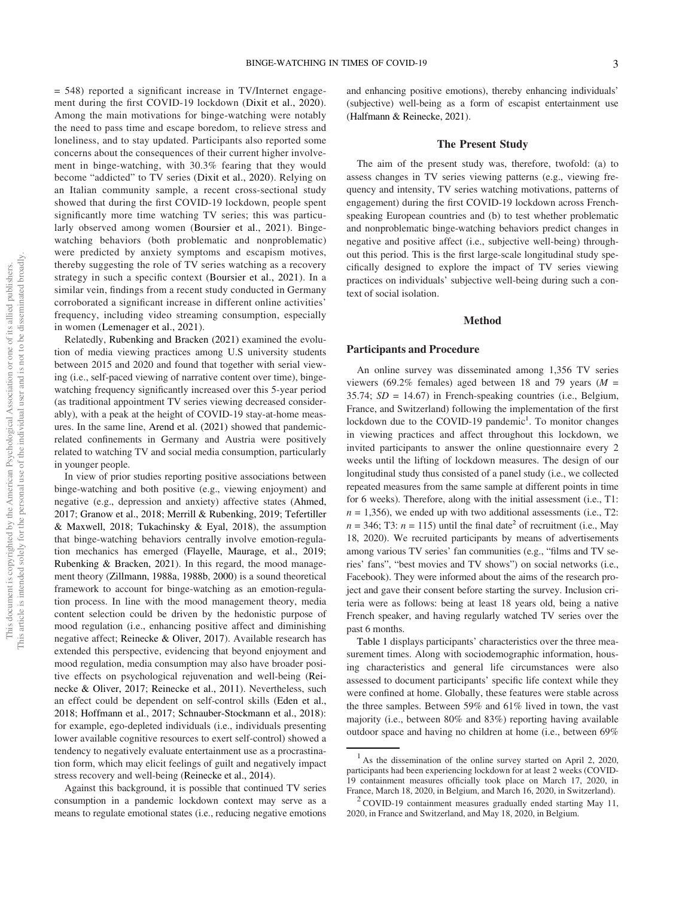= 548) reported a significant increase in TV/Internet engagement during the first COVID-19 lockdown (Dixit et al., 2020). Among the main motivations for binge-watching were notably the need to pass time and escape boredom, to relieve stress and loneliness, and to stay updated. Participants also reported some concerns about the consequences of their current higher involvement in binge-watching, with 30.3% fearing that they would become "addicted" to TV series (Dixit et al., 2020). Relying on an Italian community sample, a recent cross-sectional study showed that during the first COVID-19 lockdown, people spent significantly more time watching TV series; this was particularly observed among women (Boursier et al., 2021). Binge-watching behaviors (both problematic and nonproblematic) were predicted by anxiety symptoms and escapism motives, thereby suggesting the role of TV series watching as a recovery strategy in such a specific context (Boursier et al., 2021). In a similar vein, findings from a recent study conducted in Germany corroborated a significant increase in different online activities' frequency, including video streaming consumption, especially in women (Lemenager et al., 2021).

Relatedly, Rubenking and Bracken (2021) examined the evolution of media viewing practices among U.S university students between 2015 and 2020 and found that together with serial viewing (i.e., self-paced viewing of narrative content over time), binge-watching frequency significantly increased over this 5-year period (as traditional appointment TV series viewing decreased considerably), with a peak at the height of COVID-19 stay-at-home measures. In the same line, Arend et al. (2021) showed that pandemic-related confinements in Germany and Austria were positively related to watching TV and social media consumption, particularly in younger people.

In view of prior studies reporting positive associations between binge-watching and both positive (e.g., viewing enjoyment) and negative (e.g., depression and anxiety) affective states (Ahmed, 2017; Granow et al., 2018; Merrill & Rubenking, 2019; Tefertiller & Maxwell, 2018; Tukachinsky & Eyal, 2018), the assumption that binge-watching behaviors centrally involve emotion-regulation mechanics has emerged (Flayelle, Maurage, et al., 2019; Rubenking & Bracken, 2021). In this regard, the mood management theory (Zillmann, 1988a, 1988b, 2000) is a sound theoretical framework to account for binge-watching as an emotion-regulation process. In line with the mood management theory, media content selection could be driven by the hedonistic purpose of mood regulation (i.e., enhancing positive affect and diminishing negative affect; Reinecke & Oliver, 2017). Available research has extended this perspective, evidencing that beyond enjoyment and mood regulation, media consumption may also have broader positive effects on psychological rejuvenation and well-being (Reinecke & Oliver, 2017; Reinecke et al., 2011). Nevertheless, such an effect could be dependent on self-control skills (Eden et al., 2018; Hoffmann et al., 2017; Schnauber-Stockmann et al., 2018): for example, ego-depleted individuals (i.e., individuals presenting lower available cognitive resources to exert self-control) showed a tendency to negatively evaluate entertainment use as a procrastination form, which may elicit feelings of guilt and negatively impact stress recovery and well-being (Reinecke et al., 2014).

Against this background, it is possible that continued TV series consumption in a pandemic lockdown context may serve as a means to regulate emotional states (i.e., reducing negative emotions and enhancing positive emotions), thereby enhancing individuals' (subjective) well-being as a form of escapist entertainment use (Halfmann & Reinecke, 2021).

## The Present Study

The aim of the present study was, therefore, twofold: (a) to assess changes in TV series viewing patterns (e.g., viewing frequency and intensity, TV series watching motivations, patterns of engagement) during the first COVID-19 lockdown across French-speaking European countries and (b) to test whether problematic and nonproblematic binge-watching behaviors predict changes in negative and positive affect (i.e., subjective well-being) throughout this period. This is the first large-scale longitudinal study specifically designed to explore the impact of TV series viewing practices on individuals' subjective well-being during such a context of social isolation.

## Method

### Participants and Procedure

An online survey was disseminated among 1,356 TV series viewers (69.2% females) aged between 18 and 79 years ($M$ = 35.74; $SD$ = 14.67) in French-speaking countries (i.e., Belgium, France, and Switzerland) following the implementation of the first lockdown due to the COVID-19 pandemic[1]. To monitor changes in viewing practices and affect throughout this lockdown, we invited participants to answer the online questionnaire every 2 weeks until the lifting of lockdown measures. The design of our longitudinal study thus consisted of a panel study (i.e., we collected repeated measures from the same sample at different points in time for 6 weeks). Therefore, along with the initial assessment (i.e., T1: $n$ = 1,356), we ended up with two additional assessments (i.e., T2: $n$ = 346; T3: $n$ = 115) until the final date[2] of recruitment (i.e., May 18, 2020). We recruited participants by means of advertisements among various TV series' fan communities (e.g., "films and TV series' fans", "best movies and TV shows") on social networks (i.e., Facebook). They were informed about the aims of the research project and gave their consent before starting the survey. Inclusion criteria were as follows: being at least 18 years old, being a native French speaker, and having regularly watched TV series over the past 6 months.

Table 1 displays participants' characteristics over the three measurement times. Along with sociodemographic information, housing characteristics and general life circumstances were also assessed to document participants' specific life context while they were confined at home. Globally, these features were stable across the three samples. Between 59% and 61% lived in town, the vast majority (i.e., between 80% and 83%) reporting having available outdoor space and having no children at home (i.e., between 69%

[1] As the dissemination of the online survey started on April 2, 2020, participants had been experiencing lockdown for at least 2 weeks (COVID-19 containment measures officially took place on March 17, 2020, in France, March 18, 2020, in Belgium, and March 16, 2020, in Switzerland).

[2] COVID-19 containment measures gradually ended starting May 11, 2020, in France and Switzerland, and May 18, 2020, in Belgium.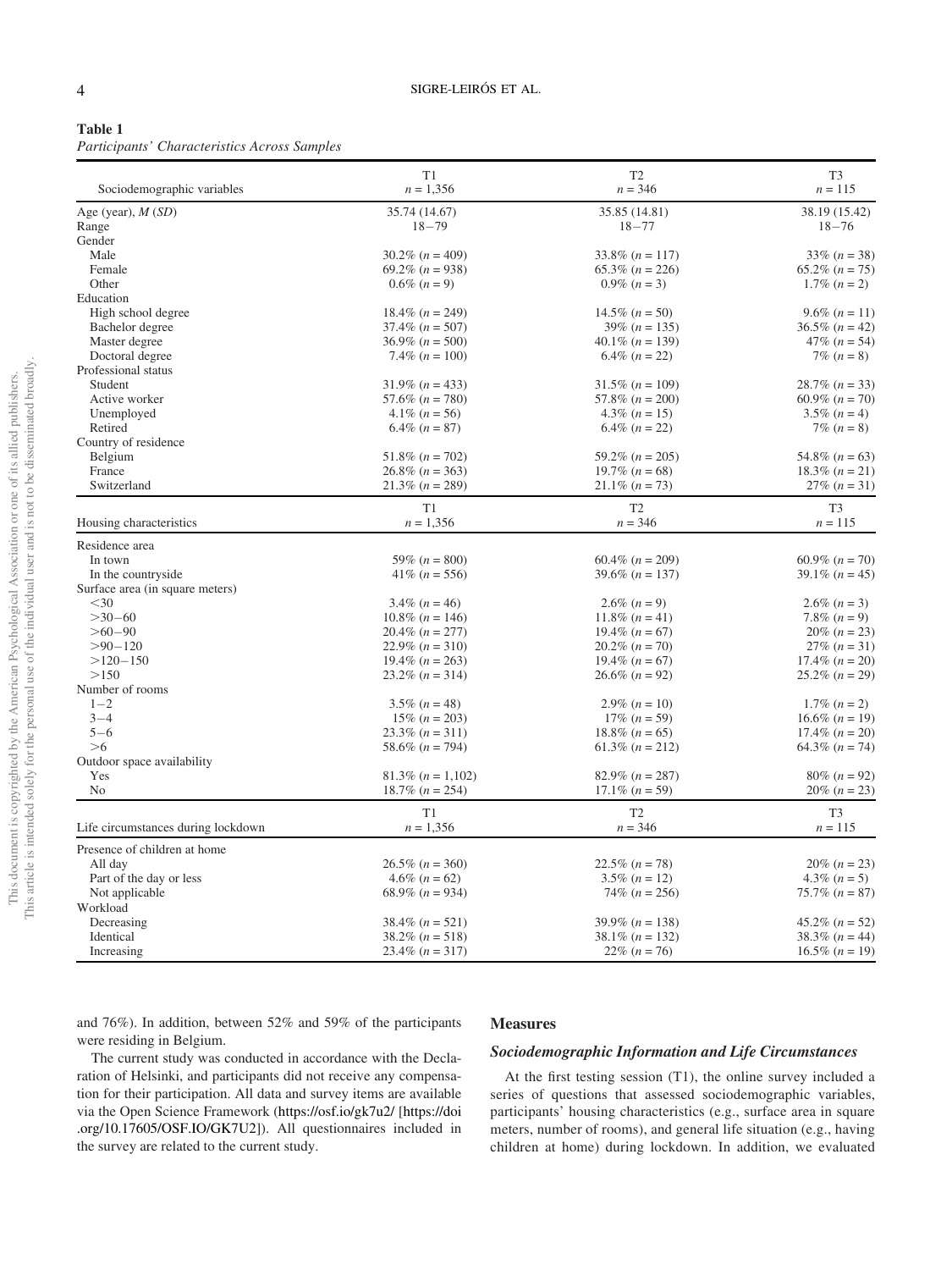**Table 1**
*Participants' Characteristics Across Samples*

| Sociodemographic variables | T1 $n$ = 1,356 | T2 $n$ = 346 | T3 $n$ = 115 |
|---|---|---|---|
| Age (year), *M* (*SD*) | 35.74 (14.67) | 35.85 (14.81) | 38.19 (15.42) |
| Range | 18−79 | 18−77 | 18−76 |
| Gender | | | |
| Male | 30.2% ($n$ = 409) | 33.8% ($n$ = 117) | 33% ($n$ = 38) |
| Female | 69.2% ($n$ = 938) | 65.3% ($n$ = 226) | 65.2% ($n$ = 75) |
| Other | 0.6% ($n$ = 9) | 0.9% ($n$ = 3) | 1.7% ($n$ = 2) |
| Education | | | |
| High school degree | 18.4% ($n$ = 249) | 14.5% ($n$ = 50) | 9.6% ($n$ = 11) |
| Bachelor degree | 37.4% ($n$ = 507) | 39% ($n$ = 135) | 36.5% ($n$ = 42) |
| Master degree | 36.9% ($n$ = 500) | 40.1% ($n$ = 139) | 47% ($n$ = 54) |
| Doctoral degree | 7.4% ($n$ = 100) | 6.4% ($n$ = 22) | 7% ($n$ = 8) |
| Professional status | | | |
| Student | 31.9% ($n$ = 433) | 31.5% ($n$ = 109) | 28.7% ($n$ = 33) |
| Active worker | 57.6% ($n$ = 780) | 57.8% ($n$ = 200) | 60.9% ($n$ = 70) |
| Unemployed | 4.1% ($n$ = 56) | 4.3% ($n$ = 15) | 3.5% ($n$ = 4) |
| Retired | 6.4% ($n$ = 87) | 6.4% ($n$ = 22) | 7% ($n$ = 8) |
| Country of residence | | | |
| Belgium | 51.8% ($n$ = 702) | 59.2% ($n$ = 205) | 54.8% ($n$ = 63) |
| France | 26.8% ($n$ = 363) | 19.7% ($n$ = 68) | 18.3% ($n$ = 21) |
| Switzerland | 21.3% ($n$ = 289) | 21.1% ($n$ = 73) | 27% ($n$ = 31) |
| **Housing characteristics** | **T1 $n$ = 1,356** | **T2 $n$ = 346** | **T3 $n$ = 115** |
| Residence area | | | |
| In town | 59% ($n$ = 800) | 60.4% ($n$ = 209) | 60.9% ($n$ = 70) |
| In the countryside | 41% ($n$ = 556) | 39.6% ($n$ = 137) | 39.1% ($n$ = 45) |
| Surface area (in square meters) | | | |
| <30 | 3.4% ($n$ = 46) | 2.6% ($n$ = 9) | 2.6% ($n$ = 3) |
| >30−60 | 10.8% ($n$ = 146) | 11.8% ($n$ = 41) | 7.8% ($n$ = 9) |
| >60−90 | 20.4% ($n$ = 277) | 19.4% ($n$ = 67) | 20% ($n$ = 23) |
| >90−120 | 22.9% ($n$ = 310) | 20.2% ($n$ = 70) | 27% ($n$ = 31) |
| >120−150 | 19.4% ($n$ = 263) | 19.4% ($n$ = 67) | 17.4% ($n$ = 20) |
| >150 | 23.2% ($n$ = 314) | 26.6% ($n$ = 92) | 25.2% ($n$ = 29) |
| Number of rooms | | | |
| 1−2 | 3.5% ($n$ = 48) | 2.9% ($n$ = 10) | 1.7% ($n$ = 2) |
| 3−4 | 15% ($n$ = 203) | 17% ($n$ = 59) | 16.6% ($n$ = 19) |
| 5−6 | 23.3% ($n$ = 311) | 18.8% ($n$ = 65) | 17.4% ($n$ = 20) |
| >6 | 58.6% ($n$ = 794) | 61.3% ($n$ = 212) | 64.3% ($n$ = 74) |
| Outdoor space availability | | | |
| Yes | 81.3% ($n$ = 1,102) | 82.9% ($n$ = 287) | 80% ($n$ = 92) |
| No | 18.7% ($n$ = 254) | 17.1% ($n$ = 59) | 20% ($n$ = 23) |
| **Life circumstances during lockdown** | **T1 $n$ = 1,356** | **T2 $n$ = 346** | **T3 $n$ = 115** |
| Presence of children at home | | | |
| All day | 26.5% ($n$ = 360) | 22.5% ($n$ = 78) | 20% ($n$ = 23) |
| Part of the day or less | 4.6% ($n$ = 62) | 3.5% ($n$ = 12) | 4.3% ($n$ = 5) |
| Not applicable | 68.9% ($n$ = 934) | 74% ($n$ = 256) | 75.7% ($n$ = 87) |
| Workload | | | |
| Decreasing | 38.4% ($n$ = 521) | 39.9% ($n$ = 138) | 45.2% ($n$ = 52) |
| Identical | 38.2% ($n$ = 518) | 38.1% ($n$ = 132) | 38.3% ($n$ = 44) |
| Increasing | 23.4% ($n$ = 317) | 22% ($n$ = 76) | 16.5% ($n$ = 19) |

and 76%). In addition, between 52% and 59% of the participants were residing in Belgium.

The current study was conducted in accordance with the Declaration of Helsinki, and participants did not receive any compensation for their participation. All data and survey items are available via the Open Science Framework (https://osf.io/gk7u2/ [https://doi.org/10.17605/OSF.IO/GK7U2]). All questionnaires included in the survey are related to the current study.

## Measures

### *Sociodemographic Information and Life Circumstances*

At the first testing session (T1), the online survey included a series of questions that assessed sociodemographic variables, participants' housing characteristics (e.g., surface area in square meters, number of rooms), and general life situation (e.g., having children at home) during lockdown. In addition, we evaluated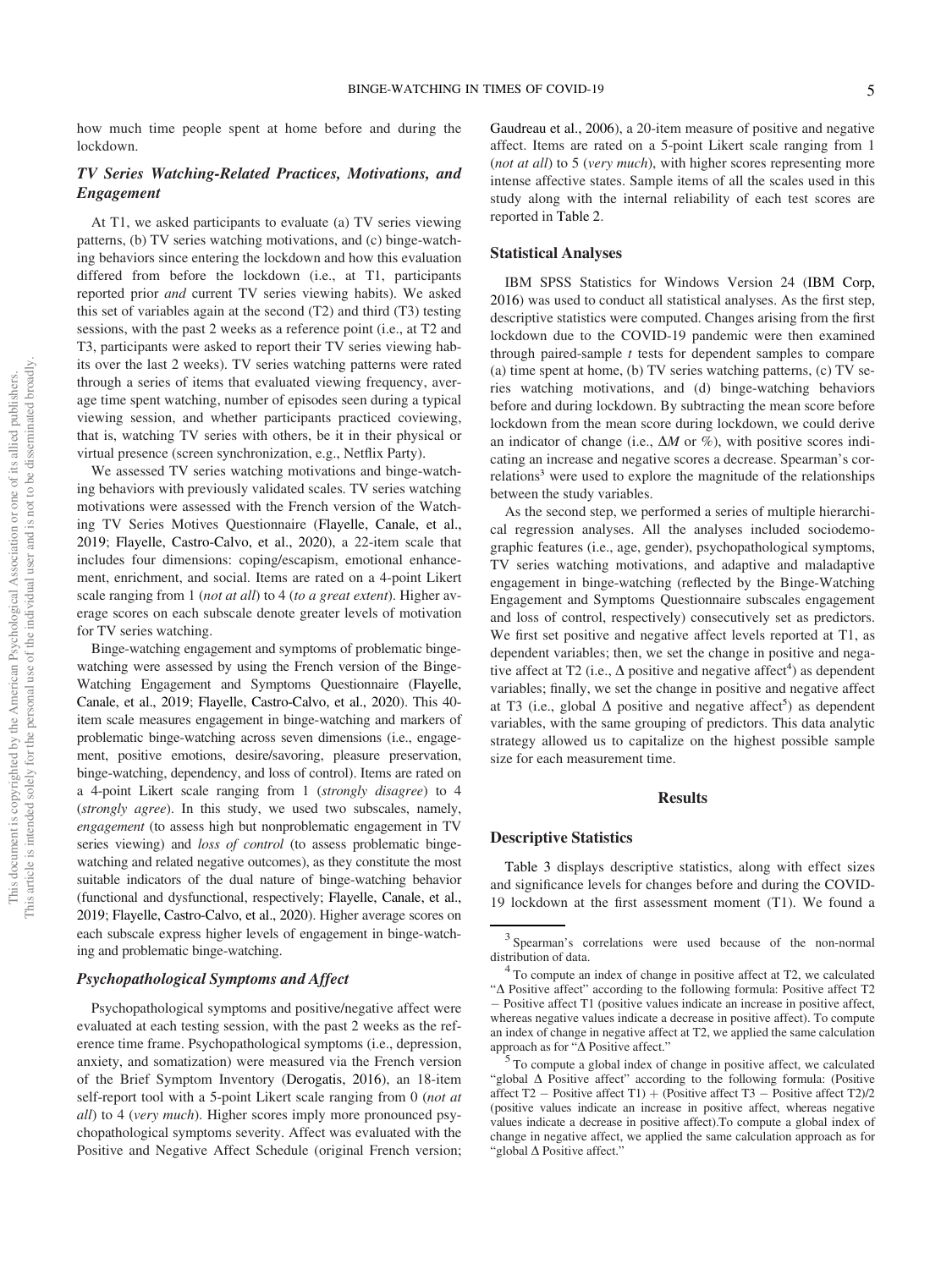how much time people spent at home before and during the lockdown.

### *TV Series Watching-Related Practices, Motivations, and Engagement*

At T1, we asked participants to evaluate (a) TV series viewing patterns, (b) TV series watching motivations, and (c) binge-watching behaviors since entering the lockdown and how this evaluation differed from before the lockdown (i.e., at T1, participants reported prior *and* current TV series viewing habits). We asked this set of variables again at the second (T2) and third (T3) testing sessions, with the past 2 weeks as a reference point (i.e., at T2 and T3, participants were asked to report their TV series viewing habits over the last 2 weeks). TV series watching patterns were rated through a series of items that evaluated viewing frequency, average time spent watching, number of episodes seen during a typical viewing session, and whether participants practiced coviewing, that is, watching TV series with others, be it in their physical or virtual presence (screen synchronization, e.g., Netflix Party).

We assessed TV series watching motivations and binge-watching behaviors with previously validated scales. TV series watching motivations were assessed with the French version of the Watching TV Series Motives Questionnaire (Flayelle, Canale, et al., 2019; Flayelle, Castro-Calvo, et al., 2020), a 22-item scale that includes four dimensions: coping/escapism, emotional enhancement, enrichment, and social. Items are rated on a 4-point Likert scale ranging from 1 (*not at all*) to 4 (*to a great extent*). Higher average scores on each subscale denote greater levels of motivation for TV series watching.

Binge-watching engagement and symptoms of problematic binge-watching were assessed by using the French version of the Binge-Watching Engagement and Symptoms Questionnaire (Flayelle, Canale, et al., 2019; Flayelle, Castro-Calvo, et al., 2020). This 40-item scale measures engagement in binge-watching and markers of problematic binge-watching across seven dimensions (i.e., engagement, positive emotions, desire/savoring, pleasure preservation, binge-watching, dependency, and loss of control). Items are rated on a 4-point Likert scale ranging from 1 (*strongly disagree*) to 4 (*strongly agree*). In this study, we used two subscales, namely, *engagement* (to assess high but nonproblematic engagement in TV series viewing) and *loss of control* (to assess problematic binge-watching and related negative outcomes), as they constitute the most suitable indicators of the dual nature of binge-watching behavior (functional and dysfunctional, respectively; Flayelle, Canale, et al., 2019; Flayelle, Castro-Calvo, et al., 2020). Higher average scores on each subscale express higher levels of engagement in binge-watching and problematic binge-watching.

### *Psychopathological Symptoms and Affect*

Psychopathological symptoms and positive/negative affect were evaluated at each testing session, with the past 2 weeks as the reference time frame. Psychopathological symptoms (i.e., depression, anxiety, and somatization) were measured via the French version of the Brief Symptom Inventory (Derogatis, 2016), an 18-item self-report tool with a 5-point Likert scale ranging from 0 (*not at all*) to 4 (*very much*). Higher scores imply more pronounced psychopathological symptoms severity. Affect was evaluated with the Positive and Negative Affect Schedule (original French version; Gaudreau et al., 2006), a 20-item measure of positive and negative affect. Items are rated on a 5-point Likert scale ranging from 1 (*not at all*) to 5 (*very much*), with higher scores representing more intense affective states. Sample items of all the scales used in this study along with the internal reliability of each test scores are reported in Table 2.

## Statistical Analyses

IBM SPSS Statistics for Windows Version 24 (IBM Corp, 2016) was used to conduct all statistical analyses. As the first step, descriptive statistics were computed. Changes arising from the first lockdown due to the COVID-19 pandemic were then examined through paired-sample $t$ tests for dependent samples to compare (a) time spent at home, (b) TV series watching patterns, (c) TV series watching motivations, and (d) binge-watching behaviors before and during lockdown. By subtracting the mean score before lockdown from the mean score during lockdown, we could derive an indicator of change (i.e., $\Delta M$ or %), with positive scores indicating an increase and negative scores a decrease. Spearman's correlations[3] were used to explore the magnitude of the relationships between the study variables.

As the second step, we performed a series of multiple hierarchical regression analyses. All the analyses included sociodemographic features (i.e., age, gender), psychopathological symptoms, TV series watching motivations, and adaptive and maladaptive engagement in binge-watching (reflected by the Binge-Watching Engagement and Symptoms Questionnaire subscales engagement and loss of control, respectively) consecutively set as predictors. We first set positive and negative affect levels reported at T1, as dependent variables; then, we set the change in positive and negative affect at T2 (i.e., Δ positive and negative affect[4]) as dependent variables; finally, we set the change in positive and negative affect at T3 (i.e., global Δ positive and negative affect[5]) as dependent variables, with the same grouping of predictors. This data analytic strategy allowed us to capitalize on the highest possible sample size for each measurement time.

# Results

## Descriptive Statistics

Table 3 displays descriptive statistics, along with effect sizes and significance levels for changes before and during the COVID-19 lockdown at the first assessment moment (T1). We found a

---

[3] Spearman's correlations were used because of the non-normal distribution of data.

[4] To compute an index of change in positive affect at T2, we calculated "Δ Positive affect" according to the following formula: Positive affect T2 − Positive affect T1 (positive values indicate an increase in positive affect, whereas negative values indicate a decrease in positive affect). To compute an index of change in negative affect at T2, we applied the same calculation approach as for "Δ Positive affect."

[5] To compute a global index of change in positive affect, we calculated "global Δ Positive affect" according to the following formula: (Positive affect T2 − Positive affect T1) + (Positive affect T3 − Positive affect T2)/2 (positive values indicate an increase in positive affect, whereas negative values indicate a decrease in positive affect).To compute a global index of change in negative affect, we applied the same calculation approach as for "global Δ Positive affect."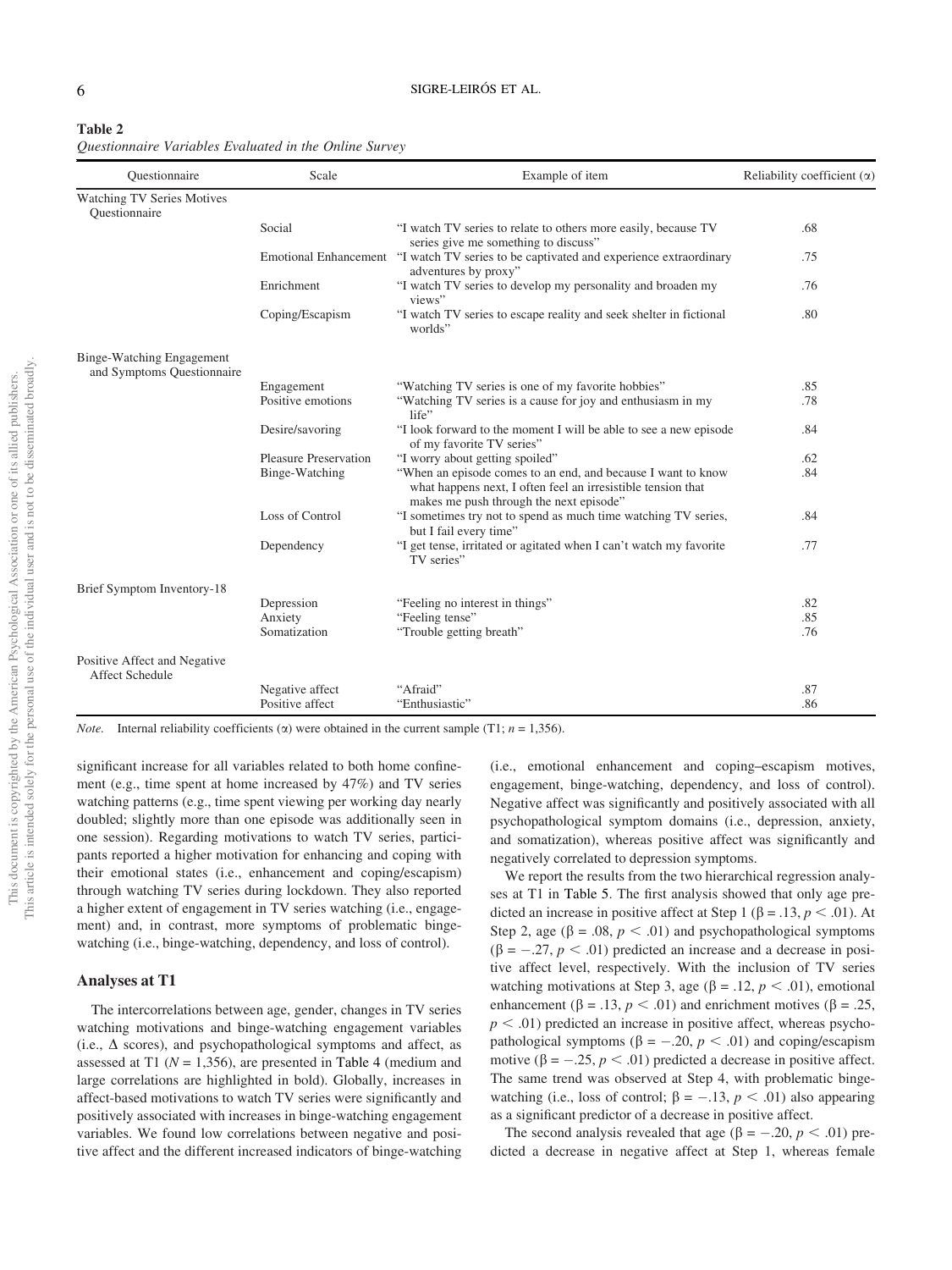**Table 2**
*Questionnaire Variables Evaluated in the Online Survey*

| Questionnaire | Scale | Example of item | Reliability coefficient (α) |
|---|---|---|---|
| Watching TV Series Motives Questionnaire | | | |
| | Social | "I watch TV series to relate to others more easily, because TV series give me something to discuss" | .68 |
| | Emotional Enhancement | "I watch TV series to be captivated and experience extraordinary adventures by proxy" | .75 |
| | Enrichment | "I watch TV series to develop my personality and broaden my views" | .76 |
| | Coping/Escapism | "I watch TV series to escape reality and seek shelter in fictional worlds" | .80 |
| Binge-Watching Engagement and Symptoms Questionnaire | | | |
| | Engagement | "Watching TV series is one of my favorite hobbies" | .85 |
| | Positive emotions | "Watching TV series is a cause for joy and enthusiasm in my life" | .78 |
| | Desire/savoring | "I look forward to the moment I will be able to see a new episode of my favorite TV series" | .84 |
| | Pleasure Preservation | "I worry about getting spoiled" | .62 |
| | Binge-Watching | "When an episode comes to an end, and because I want to know what happens next, I often feel an irresistible tension that makes me push through the next episode" | .84 |
| | Loss of Control | "I sometimes try not to spend as much time watching TV series, but I fail every time" | .84 |
| | Dependency | "I get tense, irritated or agitated when I can't watch my favorite TV series" | .77 |
| Brief Symptom Inventory-18 | | | |
| | Depression | "Feeling no interest in things" | .82 |
| | Anxiety | "Feeling tense" | .85 |
| | Somatization | "Trouble getting breath" | .76 |
| Positive Affect and Negative Affect Schedule | | | |
| | Negative affect | "Afraid" | .87 |
| | Positive affect | "Enthusiastic" | .86 |

*Note.* Internal reliability coefficients (α) were obtained in the current sample (T1; $n$ = 1,356).

significant increase for all variables related to both home confinement (e.g., time spent at home increased by 47%) and TV series watching patterns (e.g., time spent viewing per working day nearly doubled; slightly more than one episode was additionally seen in one session). Regarding motivations to watch TV series, participants reported a higher motivation for enhancing and coping with their emotional states (i.e., enhancement and coping/escapism) through watching TV series during lockdown. They also reported a higher extent of engagement in TV series watching (i.e., engagement) and, in contrast, more symptoms of problematic binge-watching (i.e., binge-watching, dependency, and loss of control).

## Analyses at T1

The intercorrelations between age, gender, changes in TV series watching motivations and binge-watching engagement variables (i.e., Δ scores), and psychopathological symptoms and affect, as assessed at T1 ($N$ = 1,356), are presented in Table 4 (medium and large correlations are highlighted in bold). Globally, increases in affect-based motivations to watch TV series were significantly and positively associated with increases in binge-watching engagement variables. We found low correlations between negative and positive affect and the different increased indicators of binge-watching (i.e., emotional enhancement and coping–escapism motives, engagement, binge-watching, dependency, and loss of control). Negative affect was significantly and positively associated with all psychopathological symptom domains (i.e., depression, anxiety, and somatization), whereas positive affect was significantly and negatively correlated to depression symptoms.

We report the results from the two hierarchical regression analyses at T1 in Table 5. The first analysis showed that only age predicted an increase in positive affect at Step 1 ($\beta = .13$, $p < .01$). At Step 2, age ($\beta = .08$, $p < .01$) and psychopathological symptoms ($\beta = -.27$, $p < .01$) predicted an increase and a decrease in positive affect level, respectively. With the inclusion of TV series watching motivations at Step 3, age ($\beta = .12$, $p < .01$), emotional enhancement ($\beta = .13$, $p < .01$) and enrichment motives ($\beta = .25$, $p < .01$) predicted an increase in positive affect, whereas psychopathological symptoms ($\beta = -.20$, $p < .01$) and coping/escapism motive ($\beta = -.25$, $p < .01$) predicted a decrease in positive affect. The same trend was observed at Step 4, with problematic binge-watching (i.e., loss of control; $\beta = -.13$, $p < .01$) also appearing as a significant predictor of a decrease in positive affect.

The second analysis revealed that age ($\beta = -.20$, $p < .01$) predicted a decrease in negative affect at Step 1, whereas female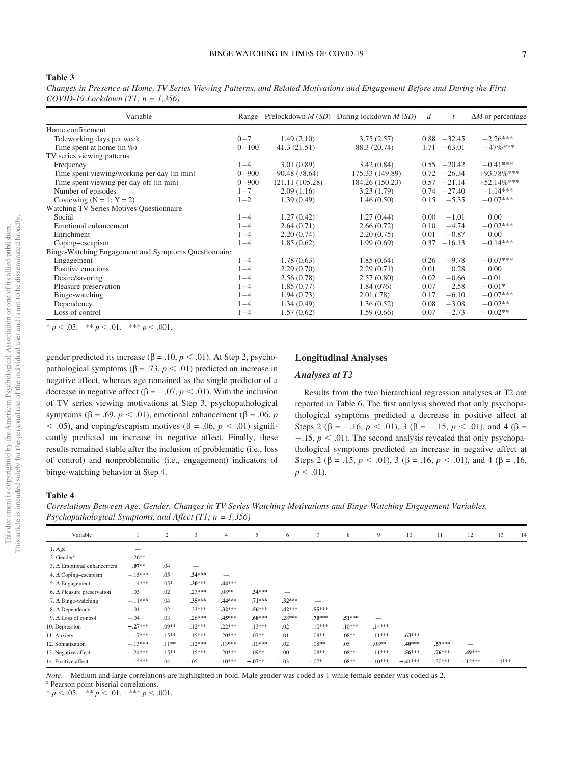**Table 3**

*Changes in Presence at Home, TV Series Viewing Patterns, and Related Motivations and Engagement Before and During the First COVID-19 Lockdown (T1; n = 1,356)*

| Variable | Range | Prelockdown *M* (*SD*) | During lockdown *M* (*SD*) | *d* | *t* | Δ*M* or percentage |
|---|---|---|---|---|---|---|
| Home confinement | | | | | | |
| Teleworking days per week | 0−7 | 1.49 (2.10) | 3.75 (2.57) | 0.88 | −32.45 | +2.26*** |
| Time spent at home (in %) | 0−100 | 41.3 (21.51) | 88.3 (20.74) | 1.71 | −63.01 | +47%*** |
| TV series viewing patterns | | | | | | |
| Frequency | 1−4 | 3.01 (0.89) | 3.42 (0.84) | 0.55 | −20.42 | +0.41*** |
| Time spent viewing/working per day (in min) | 0−900 | 90.48 (78.64) | 175.33 (149.89) | 0.72 | −26.34 | +93.78%*** |
| Time spent viewing per day off (in min) | 0−900 | 121.11 (105.28) | 184.26 (150.23) | 0.57 | −21.14 | +52.14%*** |
| Number of episodes | 1−7 | 2.09 (1.16) | 3.23 (1.79) | 0.74 | −27.40 | +1.14*** |
| Coviewing (N = 1; Y = 2) | 1−2 | 1.39 (0.49) | 1.46 (0.50) | 0.15 | −5.35 | +0.07*** |
| Watching TV Series Motives Questionnaire | | | | | | |
| Social | 1−4 | 1.27 (0.42) | 1.27 (0.44) | 0.00 | −1.01 | 0.00 |
| Emotional enhancement | 1−4 | 2.64 (0.71) | 2.66 (0.72) | 0.10 | −4.74 | +0.02*** |
| Enrichment | 1−4 | 2.20 (0.74) | 2.20 (0.75) | 0.01 | −0.87 | 0.00 |
| Coping–escapism | 1−4 | 1.85 (0.62) | 1.99 (0.69) | 0.37 | −16.13 | +0.14*** |
| Binge-Watching Engagement and Symptoms Questionnaire | | | | | | |
| Engagement | 1−4 | 1.78 (0.63) | 1.85 (0.64) | 0.26 | −9.78 | +0.07*** |
| Positive emotions | 1−4 | 2.29 (0.70) | 2.29 (0.71) | 0.01 | 0.28 | 0.00 |
| Desire/savoring | 1−4 | 2.56 (0.78) | 2.57 (0.80) | 0.02 | −0.66 | +0.01 |
| Pleasure preservation | 1−4 | 1.85 (0.77) | 1.84 (076) | 0.07 | 2.58 | −0.01* |
| Binge-watching | 1−4 | 1.94 (0.73) | 2.01 (.78) | 0.17 | −6.10 | +0.07*** |
| Dependency | 1−4 | 1.34 (0.49) | 1.36 (0.52) | 0.08 | −3.08 | +0.02** |
| Loss of control | 1−4 | 1.57 (0.62) | 1.59 (0.66) | 0.07 | −2.73 | +0.02** |

\* $p < .05$. \*\* $p < .01$. \*\*\* $p < .001$.

gender predicted its increase ($\beta = .10$, $p < .01$). At Step 2, psychopathological symptoms ($\beta = .73$, $p < .01$) predicted an increase in negative affect, whereas age remained as the single predictor of a decrease in negative affect ($\beta = -.07$, $p < .01$). With the inclusion of TV series viewing motivations at Step 3, psychopathological symptoms ($\beta = .69$, $p < .01$), emotional enhancement ($\beta = .06$, $p < .05$), and coping/escapism motives ($\beta = .06$, $p < .01$) significantly predicted an increase in negative affect. Finally, these results remained stable after the inclusion of problematic (i.e., loss of control) and nonproblematic (i.e., engagement) indicators of binge-watching behavior at Step 4.

## Longitudinal Analyses

### Analyses at T2

Results from the two hierarchical regression analyses at T2 are reported in Table 6. The first analysis showed that only psychopathological symptoms predicted a decrease in positive affect at Steps 2 ($\beta = -.16$, $p < .01$), 3 ($\beta = -.15$, $p < .01$), and 4 ($\beta = -.15$, $p < .01$). The second analysis revealed that only psychopathological symptoms predicted an increase in negative affect at Steps 2 ($\beta = .15$, $p < .01$), 3 ($\beta = .16$, $p < .01$), and 4 ($\beta = .16$, $p < .01$).

**Table 4**

*Correlations Between Age, Gender, Changes in TV Series Watching Motivations and Binge-Watching Engagement Variables, Psychopathological Symptoms, and Affect (T1; n = 1,356)*

| Variable | 1 | 2 | 3 | 4 | 5 | 6 | 7 | 8 | 9 | 10 | 11 | 12 | 13 | 14 |
|---|---|---|---|---|---|---|---|---|---|---|---|---|---|---|
| 1. Age | — | | | | | | | | | | | | | |
| 2. Gender[a] | −.26** | — | | | | | | | | | | | | |
| 3. Δ Emotional enhancement | −.07** | .04 | — | | | | | | | | | | | |
| 4. Δ Coping–escapism | −.15*** | .05 | **.34***** | — | | | | | | | | | | |
| 5. Δ Engagement | −.14*** | .05* | **.30***** | **.44***** | — | | | | | | | | | |
| 6. Δ Pleasure preservation | .03 | .02 | .23*** | .08** | **.34***** | — | | | | | | | | |
| 7. Δ Binge-watching | −.11*** | .04 | **.35***** | **.44***** | **.71***** | **.32***** | — | | | | | | | |
| 8. Δ Dependency | −.01 | .02 | .23*** | **.32***** | **.56***** | **.42***** | **.55***** | — | | | | | | |
| 9. Δ Loss of control | −.04 | .03 | .26*** | **.45***** | **.68***** | .28*** | **.70***** | **.51***** | — | | | | | |
| 10. Depression | **−.27***** | .09** | .12*** | .22*** | .13*** | −.02 | .10*** | .10*** | .14*** | — | | | | |
| 11. Anxiety | −.17*** | .15** | .15*** | .20*** | .07** | .01 | .08** | .08** | .11*** | **.63***** | — | | | |
| 12. Somatization | −.13*** | .11** | .12*** | .13*** | .10*** | .02 | .08** | .05 | .08** | **.40***** | **.57***** | — | | |
| 13. Negative affect | −.24*** | .15** | .15*** | .20*** | .09** | .00 | .08** | .08** | .11*** | **.56***** | **.76***** | **.49***** | — | |
| 14. Positive affect | .15*** | −.04 | −.05 | −.10*** | −.07** | −.03 | −.07* | −.08** | −.10*** | **−.41***** | −.20*** | −.12*** | −.14*** | — |

*Note*. Medium and large correlations are highlighted in bold. Male gender was coded as 1 while female gender was coded as 2.

[a] Pearson point-biserial correlations.

\* $p < .05$. \*\* $p < .01$. \*\*\* $p < .001$.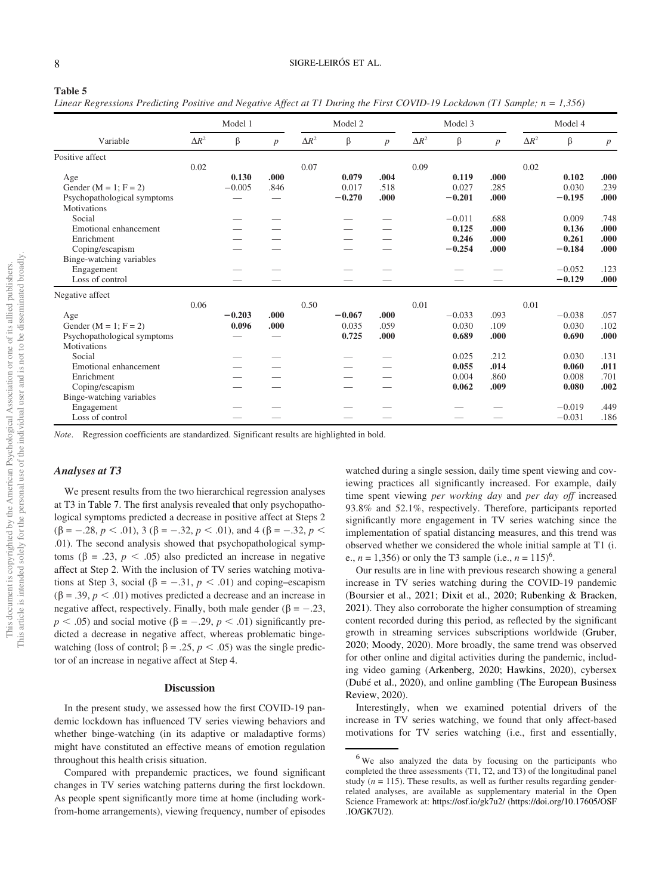**Table 5**

*Linear Regressions Predicting Positive and Negative Affect at T1 During the First COVID-19 Lockdown (T1 Sample; n = 1,356)*

| Variable | Model 1 | | | Model 2 | | | Model 3 | | | Model 4 | | |
|---|---|---|---|---|---|---|---|---|---|---|---|---|
| | $\Delta R^2$ | β | *p* | $\Delta R^2$ | β | *p* | $\Delta R^2$ | β | *p* | $\Delta R^2$ | β | *p* |
| Positive affect | | | | | | | | | | | | |
| | 0.02 | | | 0.07 | | | 0.09 | | | 0.02 | | |
| Age | | **0.130** | **.000** | | **0.079** | **.004** | | **0.119** | **.000** | | **0.102** | **.000** |
| Gender (M = 1; F = 2) | | −0.005 | .846 | | 0.017 | .518 | | 0.027 | .285 | | 0.030 | .239 |
| Psychopathological symptoms | | — | — | | **−0.270** | **.000** | | **−0.201** | **.000** | | **−0.195** | **.000** |
| Motivations | | | | | | | | | | | | |
| Social | | — | — | | — | — | | −0.011 | .688 | | 0.009 | .748 |
| Emotional enhancement | | — | — | | — | — | | **0.125** | **.000** | | **0.136** | **.000** |
| Enrichment | | — | — | | — | — | | **0.246** | **.000** | | **0.261** | **.000** |
| Coping/escapism | | — | — | | — | — | | **−0.254** | **.000** | | **−0.184** | **.000** |
| Binge-watching variables | | | | | | | | | | | | |
| Engagement | | — | — | | — | — | | — | — | | −0.052 | .123 |
| Loss of control | | — | — | | — | — | | — | — | | **−0.129** | **.000** |
| Negative affect | | | | | | | | | | | | |
| | 0.06 | | | 0.50 | | | 0.01 | | | 0.01 | | |
| Age | | **−0.203** | **.000** | | **−0.067** | **.000** | | −0.033 | .093 | | −0.038 | .057 |
| Gender (M = 1; F = 2) | | **0.096** | **.000** | | 0.035 | .059 | | 0.030 | .109 | | 0.030 | .102 |
| Psychopathological symptoms | | — | — | | **0.725** | **.000** | | **0.689** | **.000** | | **0.690** | **.000** |
| Motivations | | | | | | | | | | | | |
| Social | | — | — | | — | — | | 0.025 | .212 | | 0.030 | .131 |
| Emotional enhancement | | — | — | | — | — | | **0.055** | **.014** | | **0.060** | **.011** |
| Enrichment | | — | — | | — | — | | 0.004 | .860 | | 0.008 | .701 |
| Coping/escapism | | — | — | | — | — | | **0.062** | **.009** | | **0.080** | **.002** |
| Binge-watching variables | | | | | | | | | | | | |
| Engagement | | — | — | | — | — | | — | — | | −0.019 | .449 |
| Loss of control | | — | — | | — | — | | — | — | | −0.031 | .186 |

*Note*. Regression coefficients are standardized. Significant results are highlighted in bold.

### *Analyses at T3*

We present results from the two hierarchical regression analyses at T3 in Table 7. The first analysis revealed that only psychopathological symptoms predicted a decrease in positive affect at Steps 2 ($\beta = -.28$, $p < .01$), 3 ($\beta = -.32$, $p < .01$), and 4 ($\beta = -.32$, $p < .01$). The second analysis showed that psychopathological symptoms ($\beta = .23$, $p < .05$) also predicted an increase in negative affect at Step 2. With the inclusion of TV series watching motivations at Step 3, social ($\beta = -.31$, $p < .01$) and coping–escapism ($\beta = .39$, $p < .01$) motives predicted a decrease and an increase in negative affect, respectively. Finally, both male gender ($\beta = -.23$, $p < .05$) and social motive ($\beta = -.29$, $p < .01$) significantly predicted a decrease in negative affect, whereas problematic binge-watching (loss of control; $\beta = .25$, $p < .05$) was the single predictor of an increase in negative affect at Step 4.

## Discussion

In the present study, we assessed how the first COVID-19 pandemic lockdown has influenced TV series viewing behaviors and whether binge-watching (in its adaptive or maladaptive forms) might have constituted an effective means of emotion regulation throughout this health crisis situation.

Compared with prepandemic practices, we found significant changes in TV series watching patterns during the first lockdown. As people spent significantly more time at home (including work-from-home arrangements), viewing frequency, number of episodes watched during a single session, daily time spent viewing and coviewing practices all significantly increased. For example, daily time spent viewing *per working day* and *per day off* increased 93.8% and 52.1%, respectively. Therefore, participants reported significantly more engagement in TV series watching since the implementation of spatial distancing measures, and this trend was observed whether we considered the whole initial sample at T1 (i.e., $n = 1,356$) or only the T3 sample (i.e., $n = 115$)[6].

Our results are in line with previous research showing a general increase in TV series watching during the COVID-19 pandemic (Boursier et al., 2021; Dixit et al., 2020; Rubenking & Bracken, 2021). They also corroborate the higher consumption of streaming content recorded during this period, as reflected by the significant growth in streaming services subscriptions worldwide (Gruber, 2020; Moody, 2020). More broadly, the same trend was observed for other online and digital activities during the pandemic, including video gaming (Arkenberg, 2020; Hawkins, 2020), cybersex (Dubé et al., 2020), and online gambling (The European Business Review, 2020).

Interestingly, when we examined potential drivers of the increase in TV series watching, we found that only affect-based motivations for TV series watching (i.e., first and essentially,

[6] We also analyzed the data by focusing on the participants who completed the three assessments (T1, T2, and T3) of the longitudinal panel study ($n = 115$). These results, as well as further results regarding gender-related analyses, are available as supplementary material in the Open Science Framework at: https://osf.io/gk7u2/ (https://doi.org/10.17605/OSF.IO/GK7U2).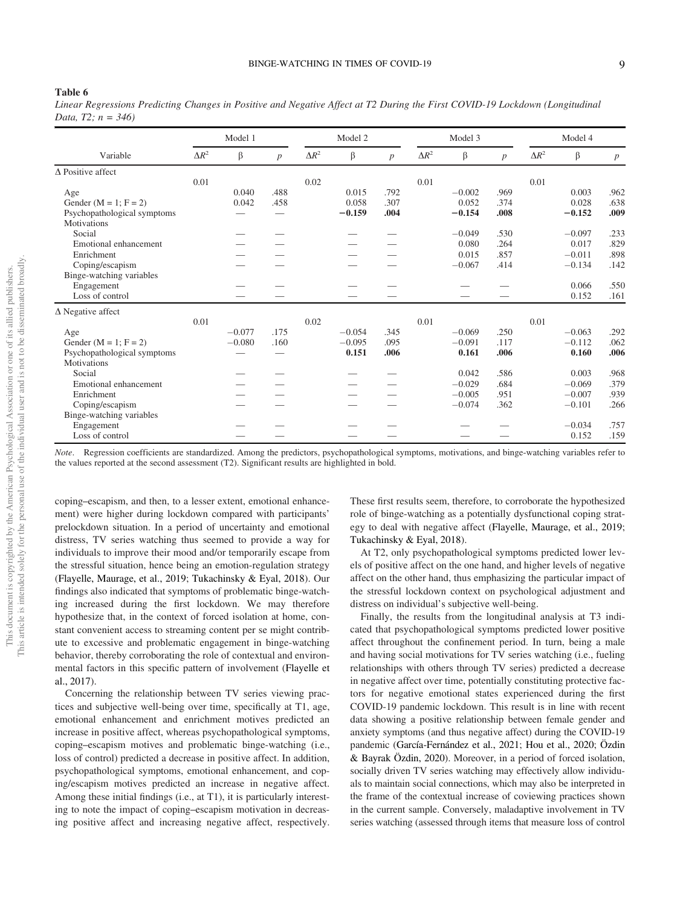**Table 6**

*Linear Regressions Predicting Changes in Positive and Negative Affect at T2 During the First COVID-19 Lockdown (Longitudinal Data, T2; n = 346)*

| Variable | Model 1 | | | Model 2 | | | Model 3 | | | Model 4 | | |
|---|---|---|---|---|---|---|---|---|---|---|---|---|
| | $\Delta R^2$ | β | *p* | $\Delta R^2$ | β | *p* | $\Delta R^2$ | β | *p* | $\Delta R^2$ | β | *p* |
| Δ Positive affect | | | | | | | | | | | | |
| | 0.01 | | | 0.02 | | | 0.01 | | | 0.01 | | |
| Age | | 0.040 | .488 | | 0.015 | .792 | | −0.002 | .969 | | 0.003 | .962 |
| Gender (M = 1; F = 2) | | 0.042 | .458 | | 0.058 | .307 | | 0.052 | .374 | | 0.028 | .638 |
| Psychopathological symptoms | | — | — | | **−0.159** | **.004** | | **−0.154** | **.008** | | **−0.152** | **.009** |
| Motivations | | | | | | | | | | | | |
| Social | | — | — | | — | — | | −0.049 | .530 | | −0.097 | .233 |
| Emotional enhancement | | — | — | | — | — | | 0.080 | .264 | | 0.017 | .829 |
| Enrichment | | — | — | | — | — | | 0.015 | .857 | | −0.011 | .898 |
| Coping/escapism | | — | — | | — | — | | −0.067 | .414 | | −0.134 | .142 |
| Binge-watching variables | | | | | | | | | | | | |
| Engagement | | — | — | | — | — | | — | — | | 0.066 | .550 |
| Loss of control | | — | — | | — | — | | — | — | | 0.152 | .161 |
| Δ Negative affect | | | | | | | | | | | | |
| | 0.01 | | | 0.02 | | | 0.01 | | | 0.01 | | |
| Age | | −0.077 | .175 | | −0.054 | .345 | | −0.069 | .250 | | −0.063 | .292 |
| Gender (M = 1; F = 2) | | −0.080 | .160 | | −0.095 | .095 | | −0.091 | .117 | | −0.112 | .062 |
| Psychopathological symptoms | | — | — | | **0.151** | **.006** | | **0.161** | **.006** | | **0.160** | **.006** |
| Motivations | | | | | | | | | | | | |
| Social | | — | — | | — | — | | 0.042 | .586 | | 0.003 | .968 |
| Emotional enhancement | | — | — | | — | — | | −0.029 | .684 | | −0.069 | .379 |
| Enrichment | | — | — | | — | — | | −0.005 | .951 | | −0.007 | .939 |
| Coping/escapism | | — | — | | — | — | | −0.074 | .362 | | −0.101 | .266 |
| Binge-watching variables | | | | | | | | | | | | |
| Engagement | | — | — | | — | — | | — | — | | −0.034 | .757 |
| Loss of control | | — | — | | — | — | | — | — | | 0.152 | .159 |

*Note*. Regression coefficients are standardized. Among the predictors, psychopathological symptoms, motivations, and binge-watching variables refer to the values reported at the second assessment (T2). Significant results are highlighted in bold.

coping–escapism, and then, to a lesser extent, emotional enhancement) were higher during lockdown compared with participants' prelockdown situation. In a period of uncertainty and emotional distress, TV series watching thus seemed to provide a way for individuals to improve their mood and/or temporarily escape from the stressful situation, hence being an emotion-regulation strategy (Flayelle, Maurage, et al., 2019; Tukachinsky & Eyal, 2018). Our findings also indicated that symptoms of problematic binge-watching increased during the first lockdown. We may therefore hypothesize that, in the context of forced isolation at home, constant convenient access to streaming content per se might contribute to excessive and problematic engagement in binge-watching behavior, thereby corroborating the role of contextual and environmental factors in this specific pattern of involvement (Flayelle et al., 2017).

Concerning the relationship between TV series viewing practices and subjective well-being over time, specifically at T1, age, emotional enhancement and enrichment motives predicted an increase in positive affect, whereas psychopathological symptoms, coping–escapism motives and problematic binge-watching (i.e., loss of control) predicted a decrease in positive affect. In addition, psychopathological symptoms, emotional enhancement, and coping/escapism motives predicted an increase in negative affect. Among these initial findings (i.e., at T1), it is particularly interesting to note the impact of coping–escapism motivation in decreasing positive affect and increasing negative affect, respectively. These first results seem, therefore, to corroborate the hypothesized role of binge-watching as a potentially dysfunctional coping strategy to deal with negative affect (Flayelle, Maurage, et al., 2019; Tukachinsky & Eyal, 2018).

At T2, only psychopathological symptoms predicted lower levels of positive affect on the one hand, and higher levels of negative affect on the other hand, thus emphasizing the particular impact of the stressful lockdown context on psychological adjustment and distress on individual's subjective well-being.

Finally, the results from the longitudinal analysis at T3 indicated that psychopathological symptoms predicted lower positive affect throughout the confinement period. In turn, being a male and having social motivations for TV series watching (i.e., fueling relationships with others through TV series) predicted a decrease in negative affect over time, potentially constituting protective factors for negative emotional states experienced during the first COVID-19 pandemic lockdown. This result is in line with recent data showing a positive relationship between female gender and anxiety symptoms (and thus negative affect) during the COVID-19 pandemic (García-Fernández et al., 2021; Hou et al., 2020; Özdin & Bayrak Özdin, 2020). Moreover, in a period of forced isolation, socially driven TV series watching may effectively allow individuals to maintain social connections, which may also be interpreted in the frame of the contextual increase of coviewing practices shown in the current sample. Conversely, maladaptive involvement in TV series watching (assessed through items that measure loss of control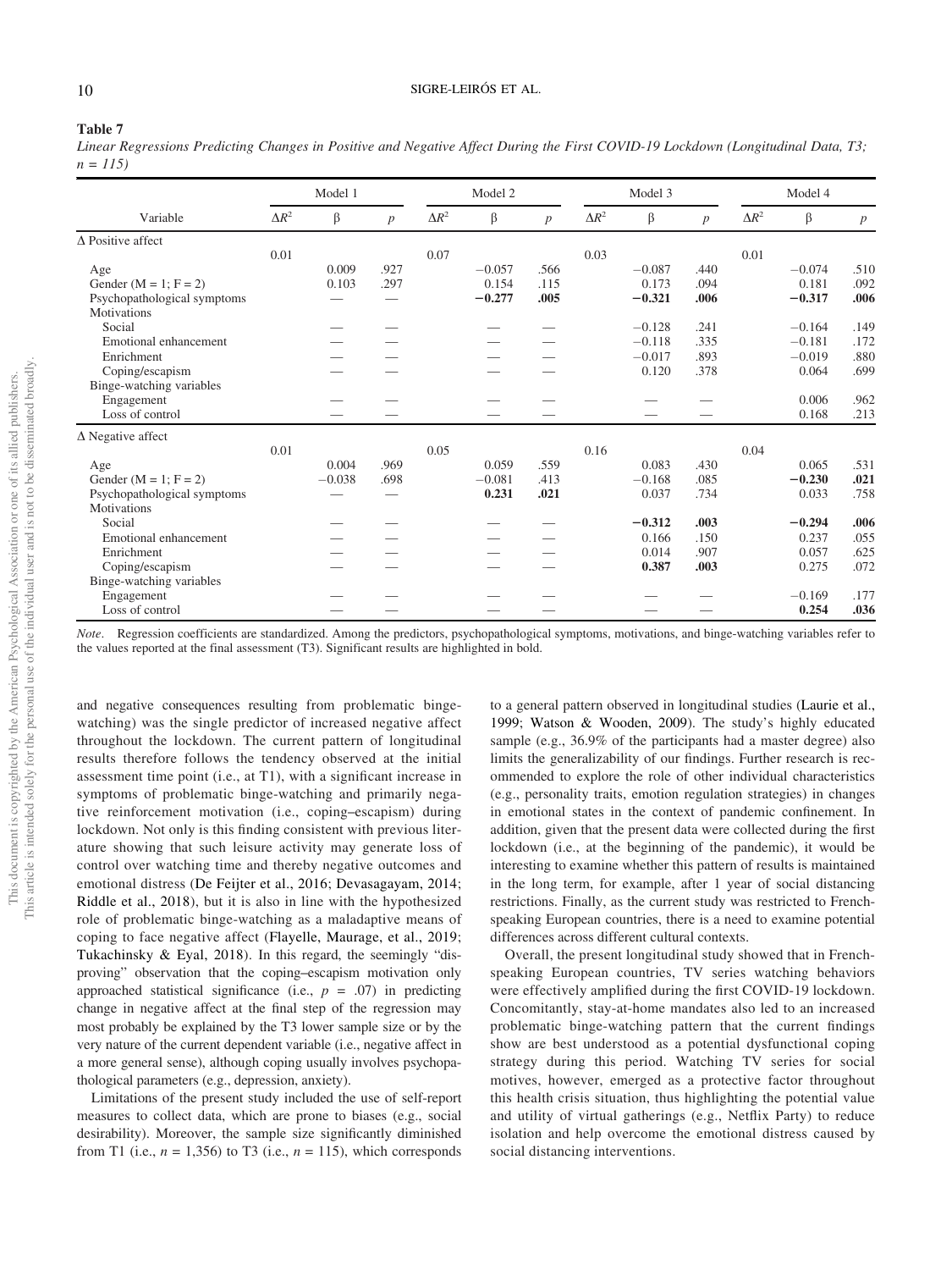**Table 7**

*Linear Regressions Predicting Changes in Positive and Negative Affect During the First COVID-19 Lockdown (Longitudinal Data, T3; n = 115)*

| | Model 1 | | | Model 2 | | | Model 3 | | | Model 4 | | |
|---|---|---|---|---|---|---|---|---|---|---|---|---|
| Variable | $\Delta R^2$ | β | *p* | $\Delta R^2$ | β | *p* | $\Delta R^2$ | β | *p* | $\Delta R^2$ | β | *p* |
| Δ Positive affect | | | | | | | | | | | | |
| | 0.01 | | | 0.07 | | | 0.03 | | | 0.01 | | |
| Age | | 0.009 | .927 | | −0.057 | .566 | | −0.087 | .440 | | −0.074 | .510 |
| Gender (M = 1; F = 2) | | 0.103 | .297 | | 0.154 | .115 | | 0.173 | .094 | | 0.181 | .092 |
| Psychopathological symptoms | | — | — | | **−0.277** | **.005** | | **−0.321** | **.006** | | **−0.317** | **.006** |
| Motivations | | | | | | | | | | | | |
| Social | | — | — | | — | — | | −0.128 | .241 | | −0.164 | .149 |
| Emotional enhancement | | — | — | | — | — | | −0.118 | .335 | | −0.181 | .172 |
| Enrichment | | — | — | | — | — | | −0.017 | .893 | | −0.019 | .880 |
| Coping/escapism | | — | — | | — | — | | 0.120 | .378 | | 0.064 | .699 |
| Binge-watching variables | | | | | | | | | | | | |
| Engagement | | — | — | | — | — | | — | — | | 0.006 | .962 |
| Loss of control | | — | — | | — | — | | — | — | | 0.168 | .213 |
| Δ Negative affect | | | | | | | | | | | | |
| | 0.01 | | | 0.05 | | | 0.16 | | | 0.04 | | |
| Age | | 0.004 | .969 | | 0.059 | .559 | | 0.083 | .430 | | 0.065 | .531 |
| Gender (M = 1; F = 2) | | −0.038 | .698 | | −0.081 | .413 | | −0.168 | .085 | | **−0.230** | **.021** |
| Psychopathological symptoms | | — | — | | **0.231** | **.021** | | 0.037 | .734 | | 0.033 | .758 |
| Motivations | | | | | | | | | | | | |
| Social | | — | — | | — | — | | **−0.312** | **.003** | | **−0.294** | **.006** |
| Emotional enhancement | | — | — | | — | — | | 0.166 | .150 | | 0.237 | .055 |
| Enrichment | | — | — | | — | — | | 0.014 | .907 | | 0.057 | .625 |
| Coping/escapism | | — | — | | — | — | | **0.387** | **.003** | | 0.275 | .072 |
| Binge-watching variables | | | | | | | | | | | | |
| Engagement | | — | — | | — | — | | — | — | | −0.169 | .177 |
| Loss of control | | — | — | | — | — | | — | — | | **0.254** | **.036** |

*Note*. Regression coefficients are standardized. Among the predictors, psychopathological symptoms, motivations, and binge-watching variables refer to the values reported at the final assessment (T3). Significant results are highlighted in bold.

and negative consequences resulting from problematic binge-watching) was the single predictor of increased negative affect throughout the lockdown. The current pattern of longitudinal results therefore follows the tendency observed at the initial assessment time point (i.e., at T1), with a significant increase in symptoms of problematic binge-watching and primarily negative reinforcement motivation (i.e., coping–escapism) during lockdown. Not only is this finding consistent with previous literature showing that such leisure activity may generate loss of control over watching time and thereby negative outcomes and emotional distress (De Feijter et al., 2016; Devasagayam, 2014; Riddle et al., 2018), but it is also in line with the hypothesized role of problematic binge-watching as a maladaptive means of coping to face negative affect (Flayelle, Maurage, et al., 2019; Tukachinsky & Eyal, 2018). In this regard, the seemingly "disproving" observation that the coping–escapism motivation only approached statistical significance (i.e., $p = .07$) in predicting change in negative affect at the final step of the regression may most probably be explained by the T3 lower sample size or by the very nature of the current dependent variable (i.e., negative affect in a more general sense), although coping usually involves psychopathological parameters (e.g., depression, anxiety).

Limitations of the present study included the use of self-report measures to collect data, which are prone to biases (e.g., social desirability). Moreover, the sample size significantly diminished from T1 (i.e., $n = 1{,}356$) to T3 (i.e., $n = 115$), which corresponds to a general pattern observed in longitudinal studies (Laurie et al., 1999; Watson & Wooden, 2009). The study's highly educated sample (e.g., 36.9% of the participants had a master degree) also limits the generalizability of our findings. Further research is recommended to explore the role of other individual characteristics (e.g., personality traits, emotion regulation strategies) in changes in emotional states in the context of pandemic confinement. In addition, given that the present data were collected during the first lockdown (i.e., at the beginning of the pandemic), it would be interesting to examine whether this pattern of results is maintained in the long term, for example, after 1 year of social distancing restrictions. Finally, as the current study was restricted to French-speaking European countries, there is a need to examine potential differences across different cultural contexts.

Overall, the present longitudinal study showed that in French-speaking European countries, TV series watching behaviors were effectively amplified during the first COVID-19 lockdown. Concomitantly, stay-at-home mandates also led to an increased problematic binge-watching pattern that the current findings show are best understood as a potential dysfunctional coping strategy during this period. Watching TV series for social motives, however, emerged as a protective factor throughout this health crisis situation, thus highlighting the potential value and utility of virtual gatherings (e.g., Netflix Party) to reduce isolation and help overcome the emotional distress caused by social distancing interventions.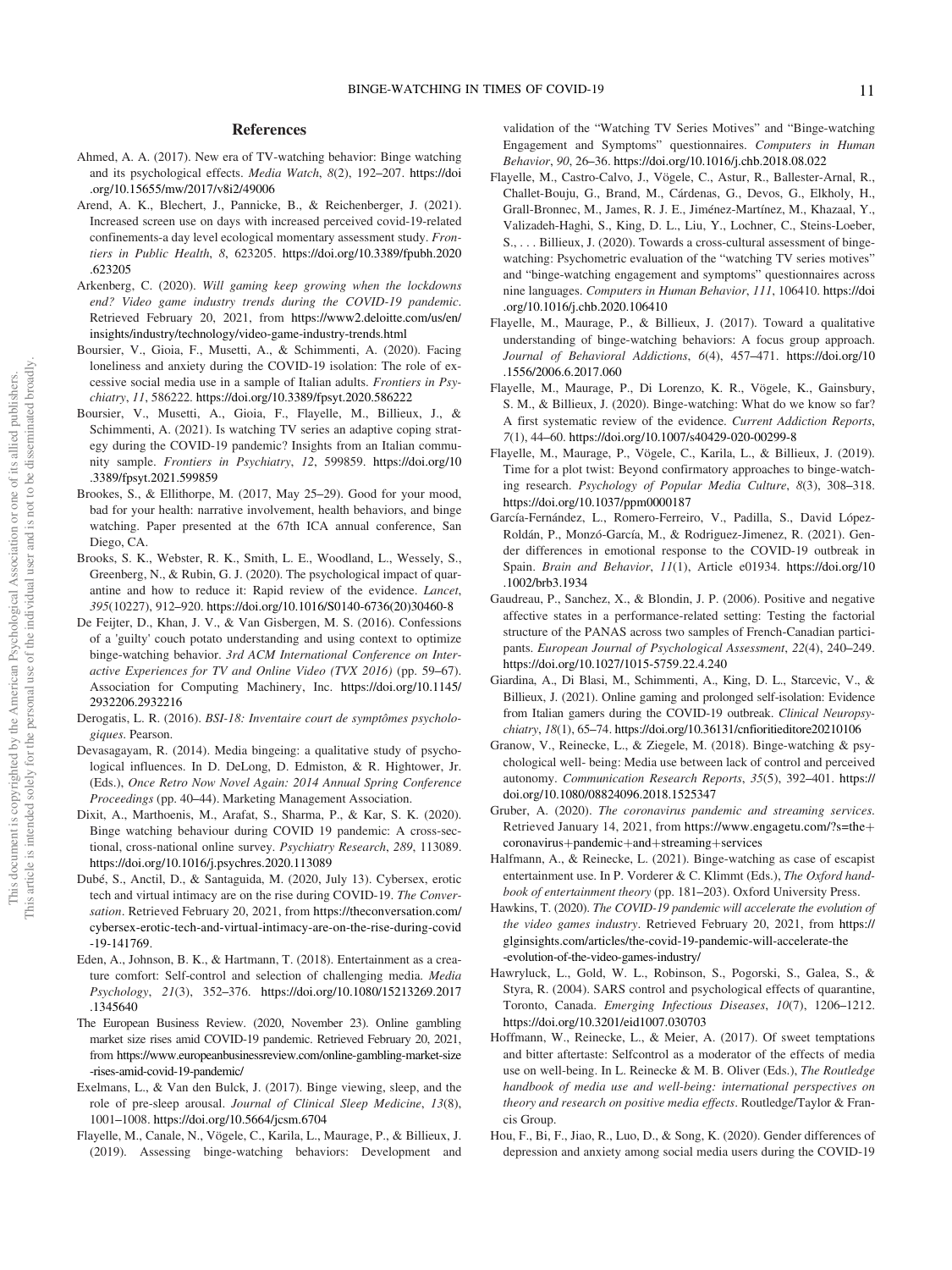## References

Ahmed, A. A. (2017). New era of TV-watching behavior: Binge watching and its psychological effects. *Media Watch*, *8*(2), 192–207. https://doi.org/10.15655/mw/2017/v8i2/49006

Arend, A. K., Blechert, J., Pannicke, B., & Reichenberger, J. (2021). Increased screen use on days with increased perceived covid-19-related confinements-a day level ecological momentary assessment study. *Frontiers in Public Health*, *8*, 623205. https://doi.org/10.3389/fpubh.2020.623205

Arkenberg, C. (2020). *Will gaming keep growing when the lockdowns end? Video game industry trends during the COVID-19 pandemic*. Retrieved February 20, 2021, from https://www2.deloitte.com/us/en/insights/industry/technology/video-game-industry-trends.html

Boursier, V., Gioia, F., Musetti, A., & Schimmenti, A. (2020). Facing loneliness and anxiety during the COVID-19 isolation: The role of excessive social media use in a sample of Italian adults. *Frontiers in Psychiatry*, *11*, 586222. https://doi.org/10.3389/fpsyt.2020.586222

Boursier, V., Musetti, A., Gioia, F., Flayelle, M., Billieux, J., & Schimmenti, A. (2021). Is watching TV series an adaptive coping strategy during the COVID-19 pandemic? Insights from an Italian community sample. *Frontiers in Psychiatry*, *12*, 599859. https://doi.org/10.3389/fpsyt.2021.599859

Brookes, S., & Ellithorpe, M. (2017, May 25–29). Good for your mood, bad for your health: narrative involvement, health behaviors, and binge watching. Paper presented at the 67th ICA annual conference, San Diego, CA.

Brooks, S. K., Webster, R. K., Smith, L. E., Woodland, L., Wessely, S., Greenberg, N., & Rubin, G. J. (2020). The psychological impact of quarantine and how to reduce it: Rapid review of the evidence. *Lancet*, *395*(10227), 912–920. https://doi.org/10.1016/S0140-6736(20)30460-8

De Feijter, D., Khan, J. V., & Van Gisbergen, M. S. (2016). Confessions of a 'guilty' couch potato understanding and using context to optimize binge-watching behavior. *3rd ACM International Conference on Interactive Experiences for TV and Online Video (TVX 2016)* (pp. 59–67). Association for Computing Machinery, Inc. https://doi.org/10.1145/2932206.2932216

Derogatis, L. R. (2016). *BSI-18: Inventaire court de symptômes psychologiques*. Pearson.

Devasagayam, R. (2014). Media bingeing: a qualitative study of psychological influences. In D. DeLong, D. Edmiston, & R. Hightower, Jr. (Eds.), *Once Retro Now Novel Again: 2014 Annual Spring Conference Proceedings* (pp. 40–44). Marketing Management Association.

Dixit, A., Marthoenis, M., Arafat, S., Sharma, P., & Kar, S. K. (2020). Binge watching behaviour during COVID 19 pandemic: A cross-sectional, cross-national online survey. *Psychiatry Research*, *289*, 113089. https://doi.org/10.1016/j.psychres.2020.113089

Dubé, S., Anctil, D., & Santaguida, M. (2020, July 13). Cybersex, erotic tech and virtual intimacy are on the rise during COVID-19. *The Conversation*. Retrieved February 20, 2021, from https://theconversation.com/cybersex-erotic-tech-and-virtual-intimacy-are-on-the-rise-during-covid-19-141769.

Eden, A., Johnson, B. K., & Hartmann, T. (2018). Entertainment as a creature comfort: Self-control and selection of challenging media. *Media Psychology*, *21*(3), 352–376. https://doi.org/10.1080/15213269.2017.1345640

The European Business Review. (2020, November 23). Online gambling market size rises amid COVID-19 pandemic. Retrieved February 20, 2021, from https://www.europeanbusinessreview.com/online-gambling-market-size-rises-amid-covid-19-pandemic/

Exelmans, L., & Van den Bulck, J. (2017). Binge viewing, sleep, and the role of pre-sleep arousal. *Journal of Clinical Sleep Medicine*, *13*(8), 1001–1008. https://doi.org/10.5664/jcsm.6704

Flayelle, M., Canale, N., Vögele, C., Karila, L., Maurage, P., & Billieux, J. (2019). Assessing binge-watching behaviors: Development and validation of the "Watching TV Series Motives" and "Binge-watching Engagement and Symptoms" questionnaires. *Computers in Human Behavior*, *90*, 26–36. https://doi.org/10.1016/j.chb.2018.08.022

Flayelle, M., Castro-Calvo, J., Vögele, C., Astur, R., Ballester-Arnal, R., Challet-Bouju, G., Brand, M., Cárdenas, G., Devos, G., Elkholy, H., Grall-Bronnec, M., James, R. J. E., Jiménez-Martínez, M., Khazaal, Y., Valizadeh-Haghi, S., King, D. L., Liu, Y., Lochner, C., Steins-Loeber, S., . . . Billieux, J. (2020). Towards a cross-cultural assessment of binge-watching: Psychometric evaluation of the "watching TV series motives" and "binge-watching engagement and symptoms" questionnaires across nine languages. *Computers in Human Behavior*, *111*, 106410. https://doi.org/10.1016/j.chb.2020.106410

Flayelle, M., Maurage, P., & Billieux, J. (2017). Toward a qualitative understanding of binge-watching behaviors: A focus group approach. *Journal of Behavioral Addictions*, *6*(4), 457–471. https://doi.org/10.1556/2006.6.2017.060

Flayelle, M., Maurage, P., Di Lorenzo, K. R., Vögele, K., Gainsbury, S. M., & Billieux, J. (2020). Binge-watching: What do we know so far? A first systematic review of the evidence. *Current Addiction Reports*, *7*(1), 44–60. https://doi.org/10.1007/s40429-020-00299-8

Flayelle, M., Maurage, P., Vögele, C., Karila, L., & Billieux, J. (2019). Time for a plot twist: Beyond confirmatory approaches to binge-watching research. *Psychology of Popular Media Culture*, *8*(3), 308–318. https://doi.org/10.1037/ppm0000187

García-Fernández, L., Romero-Ferreiro, V., Padilla, S., David López-Roldán, P., Monzó-García, M., & Rodriguez-Jimenez, R. (2021). Gender differences in emotional response to the COVID-19 outbreak in Spain. *Brain and Behavior*, *11*(1), Article e01934. https://doi.org/10.1002/brb3.1934

Gaudreau, P., Sanchez, X., & Blondin, J. P. (2006). Positive and negative affective states in a performance-related setting: Testing the factorial structure of the PANAS across two samples of French-Canadian participants. *European Journal of Psychological Assessment*, *22*(4), 240–249. https://doi.org/10.1027/1015-5759.22.4.240

Giardina, A., Di Blasi, M., Schimmenti, A., King, D. L., Starcevic, V., & Billieux, J. (2021). Online gaming and prolonged self-isolation: Evidence from Italian gamers during the COVID-19 outbreak. *Clinical Neuropsychiatry*, *18*(1), 65–74. https://doi.org/10.36131/cnfioritieditore20210106

Granow, V., Reinecke, L., & Ziegele, M. (2018). Binge-watching & psychological well- being: Media use between lack of control and perceived autonomy. *Communication Research Reports*, *35*(5), 392–401. https://doi.org/10.1080/08824096.2018.1525347

Gruber, A. (2020). *The coronavirus pandemic and streaming services*. Retrieved January 14, 2021, from https://www.engagetu.com/?s=the+coronavirus+pandemic+and+streaming+services

Halfmann, A., & Reinecke, L. (2021). Binge-watching as case of escapist entertainment use. In P. Vorderer & C. Klimmt (Eds.), *The Oxford handbook of entertainment theory* (pp. 181–203). Oxford University Press.

Hawkins, T. (2020). *The COVID-19 pandemic will accelerate the evolution of the video games industry*. Retrieved February 20, 2021, from https://glginsights.com/articles/the-covid-19-pandemic-will-accelerate-the-evolution-of-the-video-games-industry/

Hawryluck, L., Gold, W. L., Robinson, S., Pogorski, S., Galea, S., & Styra, R. (2004). SARS control and psychological effects of quarantine, Toronto, Canada. *Emerging Infectious Diseases*, *10*(7), 1206–1212. https://doi.org/10.3201/eid1007.030703

Hoffmann, W., Reinecke, L., & Meier, A. (2017). Of sweet temptations and bitter aftertaste: Selfcontrol as a moderator of the effects of media use on well-being. In L. Reinecke & M. B. Oliver (Eds.), *The Routledge handbook of media use and well-being: international perspectives on theory and research on positive media effects*. Routledge/Taylor & Francis Group.

Hou, F., Bi, F., Jiao, R., Luo, D., & Song, K. (2020). Gender differences of depression and anxiety among social media users during the COVID-19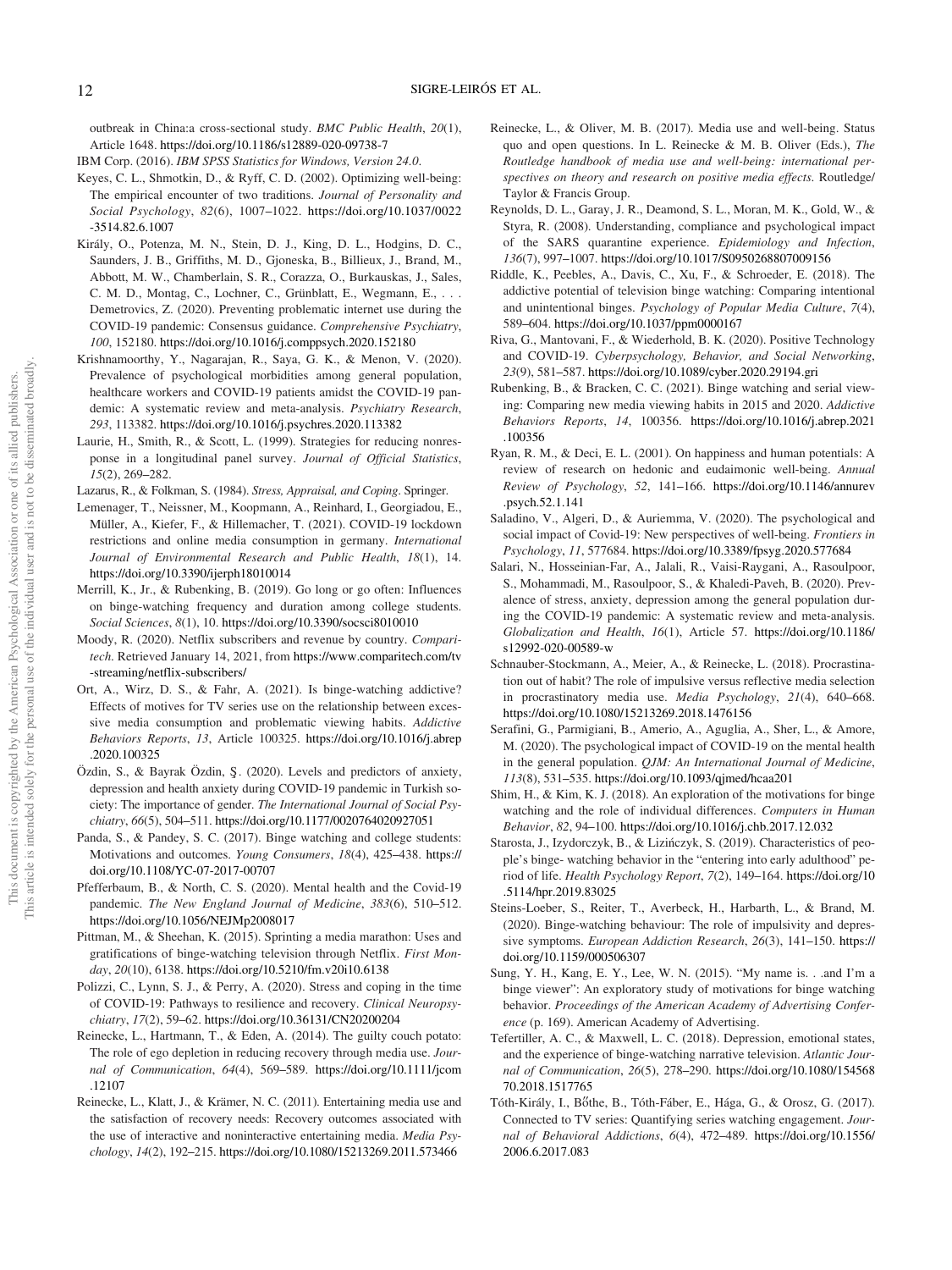outbreak in China:a cross-sectional study. *BMC Public Health*, *20*(1), Article 1648. https://doi.org/10.1186/s12889-020-09738-7

IBM Corp. (2016). *IBM SPSS Statistics for Windows, Version 24.0*.

Keyes, C. L., Shmotkin, D., & Ryff, C. D. (2002). Optimizing well-being: The empirical encounter of two traditions. *Journal of Personality and Social Psychology*, *82*(6), 1007–1022. https://doi.org/10.1037/0022-3514.82.6.1007

Király, O., Potenza, M. N., Stein, D. J., King, D. L., Hodgins, D. C., Saunders, J. B., Griffiths, M. D., Gjoneska, B., Billieux, J., Brand, M., Abbott, M. W., Chamberlain, S. R., Corazza, O., Burkauskas, J., Sales, C. M. D., Montag, C., Lochner, C., Grünblatt, E., Wegmann, E., . . . Demetrovics, Z. (2020). Preventing problematic internet use during the COVID-19 pandemic: Consensus guidance. *Comprehensive Psychiatry*, *100*, 152180. https://doi.org/10.1016/j.comppsych.2020.152180

Krishnamoorthy, Y., Nagarajan, R., Saya, G. K., & Menon, V. (2020). Prevalence of psychological morbidities among general population, healthcare workers and COVID-19 patients amidst the COVID-19 pandemic: A systematic review and meta-analysis. *Psychiatry Research*, *293*, 113382. https://doi.org/10.1016/j.psychres.2020.113382

Laurie, H., Smith, R., & Scott, L. (1999). Strategies for reducing nonresponse in a longitudinal panel survey. *Journal of Official Statistics*, *15*(2), 269–282.

Lazarus, R., & Folkman, S. (1984). *Stress, Appraisal, and Coping*. Springer.

Lemenager, T., Neissner, M., Koopmann, A., Reinhard, I., Georgiadou, E., Müller, A., Kiefer, F., & Hillemacher, T. (2021). COVID-19 lockdown restrictions and online media consumption in germany. *International Journal of Environmental Research and Public Health*, *18*(1), 14. https://doi.org/10.3390/ijerph18010014

Merrill, K., Jr., & Rubenking, B. (2019). Go long or go often: Influences on binge-watching frequency and duration among college students. *Social Sciences*, *8*(1), 10. https://doi.org/10.3390/socsci8010010

Moody, R. (2020). Netflix subscribers and revenue by country. *Comparitech*. Retrieved January 14, 2021, from https://www.comparitech.com/tv-streaming/netflix-subscribers/

Ort, A., Wirz, D. S., & Fahr, A. (2021). Is binge-watching addictive? Effects of motives for TV series use on the relationship between excessive media consumption and problematic viewing habits. *Addictive Behaviors Reports*, *13*, Article 100325. https://doi.org/10.1016/j.abrep.2020.100325

Özdin, S., & Bayrak Özdin, Ş. (2020). Levels and predictors of anxiety, depression and health anxiety during COVID-19 pandemic in Turkish society: The importance of gender. *The International Journal of Social Psychiatry*, *66*(5), 504–511. https://doi.org/10.1177/0020764020927051

Panda, S., & Pandey, S. C. (2017). Binge watching and college students: Motivations and outcomes. *Young Consumers*, *18*(4), 425–438. https://doi.org/10.1108/YC-07-2017-00707

Pfefferbaum, B., & North, C. S. (2020). Mental health and the Covid-19 pandemic. *The New England Journal of Medicine*, *383*(6), 510–512. https://doi.org/10.1056/NEJMp2008017

Pittman, M., & Sheehan, K. (2015). Sprinting a media marathon: Uses and gratifications of binge-watching television through Netflix. *First Monday*, *20*(10), 6138. https://doi.org/10.5210/fm.v20i10.6138

Polizzi, C., Lynn, S. J., & Perry, A. (2020). Stress and coping in the time of COVID-19: Pathways to resilience and recovery. *Clinical Neuropsychiatry*, *17*(2), 59–62. https://doi.org/10.36131/CN20200204

Reinecke, L., Hartmann, T., & Eden, A. (2014). The guilty couch potato: The role of ego depletion in reducing recovery through media use. *Journal of Communication*, *64*(4), 569–589. https://doi.org/10.1111/jcom.12107

Reinecke, L., Klatt, J., & Krämer, N. C. (2011). Entertaining media use and the satisfaction of recovery needs: Recovery outcomes associated with the use of interactive and noninteractive entertaining media. *Media Psychology*, *14*(2), 192–215. https://doi.org/10.1080/15213269.2011.573466

Reinecke, L., & Oliver, M. B. (2017). Media use and well-being. Status quo and open questions. In L. Reinecke & M. B. Oliver (Eds.), *The Routledge handbook of media use and well-being: international perspectives on theory and research on positive media effects*. Routledge/Taylor & Francis Group.

Reynolds, D. L., Garay, J. R., Deamond, S. L., Moran, M. K., Gold, W., & Styra, R. (2008). Understanding, compliance and psychological impact of the SARS quarantine experience. *Epidemiology and Infection*, *136*(7), 997–1007. https://doi.org/10.1017/S0950268807009156

Riddle, K., Peebles, A., Davis, C., Xu, F., & Schroeder, E. (2018). The addictive potential of television binge watching: Comparing intentional and unintentional binges. *Psychology of Popular Media Culture*, *7*(4), 589–604. https://doi.org/10.1037/ppm0000167

Riva, G., Mantovani, F., & Wiederhold, B. K. (2020). Positive Technology and COVID-19. *Cyberpsychology, Behavior, and Social Networking*, *23*(9), 581–587. https://doi.org/10.1089/cyber.2020.29194.gri

Rubenking, B., & Bracken, C. C. (2021). Binge watching and serial viewing: Comparing new media viewing habits in 2015 and 2020. *Addictive Behaviors Reports*, *14*, 100356. https://doi.org/10.1016/j.abrep.2021.100356

Ryan, R. M., & Deci, E. L. (2001). On happiness and human potentials: A review of research on hedonic and eudaimonic well-being. *Annual Review of Psychology*, *52*, 141–166. https://doi.org/10.1146/annurev.psych.52.1.141

Saladino, V., Algeri, D., & Auriemma, V. (2020). The psychological and social impact of Covid-19: New perspectives of well-being. *Frontiers in Psychology*, *11*, 577684. https://doi.org/10.3389/fpsyg.2020.577684

Salari, N., Hosseinian-Far, A., Jalali, R., Vaisi-Raygani, A., Rasoulpoor, S., Mohammadi, M., Rasoulpoor, S., & Khaledi-Paveh, B. (2020). Prevalence of stress, anxiety, depression among the general population during the COVID-19 pandemic: A systematic review and meta-analysis. *Globalization and Health*, *16*(1), Article 57. https://doi.org/10.1186/s12992-020-00589-w

Schnauber-Stockmann, A., Meier, A., & Reinecke, L. (2018). Procrastination out of habit? The role of impulsive versus reflective media selection in procrastinatory media use. *Media Psychology*, *21*(4), 640–668. https://doi.org/10.1080/15213269.2018.1476156

Serafini, G., Parmigiani, B., Amerio, A., Aguglia, A., Sher, L., & Amore, M. (2020). The psychological impact of COVID-19 on the mental health in the general population. *QJM: An International Journal of Medicine*, *113*(8), 531–535. https://doi.org/10.1093/qjmed/hcaa201

Shim, H., & Kim, K. J. (2018). An exploration of the motivations for binge watching and the role of individual differences. *Computers in Human Behavior*, *82*, 94–100. https://doi.org/10.1016/j.chb.2017.12.032

Starosta, J., Izydorczyk, B., & Lizińczyk, S. (2019). Characteristics of people's binge- watching behavior in the "entering into early adulthood" period of life. *Health Psychology Report*, *7*(2), 149–164. https://doi.org/10.5114/hpr.2019.83025

Steins-Loeber, S., Reiter, T., Averbeck, H., Harbarth, L., & Brand, M. (2020). Binge-watching behaviour: The role of impulsivity and depressive symptoms. *European Addiction Research*, *26*(3), 141–150. https://doi.org/10.1159/000506307

Sung, Y. H., Kang, E. Y., Lee, W. N. (2015). "My name is. . .and I'm a binge viewer": An exploratory study of motivations for binge watching behavior. *Proceedings of the American Academy of Advertising Conference* (p. 169). American Academy of Advertising.

Tefertiller, A. C., & Maxwell, L. C. (2018). Depression, emotional states, and the experience of binge-watching narrative television. *Atlantic Journal of Communication*, *26*(5), 278–290. https://doi.org/10.1080/15456870.2018.1517765

Tóth-Király, I., Bőthe, B., Tóth-Fáber, E., Hága, G., & Orosz, G. (2017). Connected to TV series: Quantifying series watching engagement. *Journal of Behavioral Addictions*, *6*(4), 472–489. https://doi.org/10.1556/2006.6.2017.083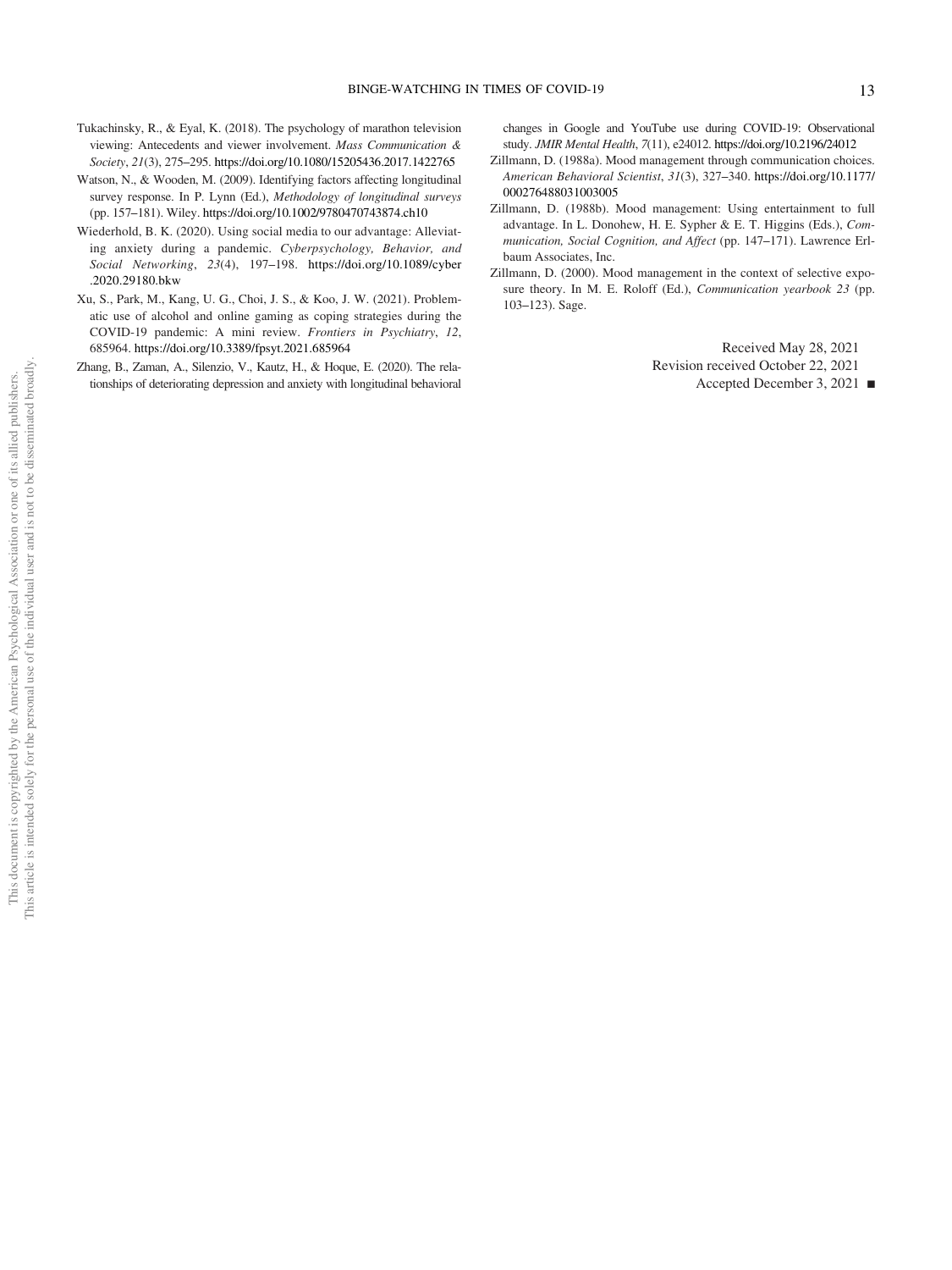Tukachinsky, R., & Eyal, K. (2018). The psychology of marathon television viewing: Antecedents and viewer involvement. *Mass Communication & Society*, *21*(3), 275–295. https://doi.org/10.1080/15205436.2017.1422765

Watson, N., & Wooden, M. (2009). Identifying factors affecting longitudinal survey response. In P. Lynn (Ed.), *Methodology of longitudinal surveys* (pp. 157–181). Wiley. https://doi.org/10.1002/9780470743874.ch10

Wiederhold, B. K. (2020). Using social media to our advantage: Alleviating anxiety during a pandemic. *Cyberpsychology, Behavior, and Social Networking*, *23*(4), 197–198. https://doi.org/10.1089/cyber.2020.29180.bkw

Xu, S., Park, M., Kang, U. G., Choi, J. S., & Koo, J. W. (2021). Problematic use of alcohol and online gaming as coping strategies during the COVID-19 pandemic: A mini review. *Frontiers in Psychiatry*, *12*, 685964. https://doi.org/10.3389/fpsyt.2021.685964

Zhang, B., Zaman, A., Silenzio, V., Kautz, H., & Hoque, E. (2020). The relationships of deteriorating depression and anxiety with longitudinal behavioral changes in Google and YouTube use during COVID-19: Observational study. *JMIR Mental Health*, *7*(11), e24012. https://doi.org/10.2196/24012

Zillmann, D. (1988a). Mood management through communication choices. *American Behavioral Scientist*, *31*(3), 327–340. https://doi.org/10.1177/000276488031003005

Zillmann, D. (1988b). Mood management: Using entertainment to full advantage. In L. Donohew, H. E. Sypher & E. T. Higgins (Eds.), *Communication, Social Cognition, and Affect* (pp. 147–171). Lawrence Erlbaum Associates, Inc.

Zillmann, D. (2000). Mood management in the context of selective exposure theory. In M. E. Roloff (Ed.), *Communication yearbook 23* (pp. 103–123). Sage.

Received May 28, 2021
Revision received October 22, 2021
Accepted December 3, 2021 ■